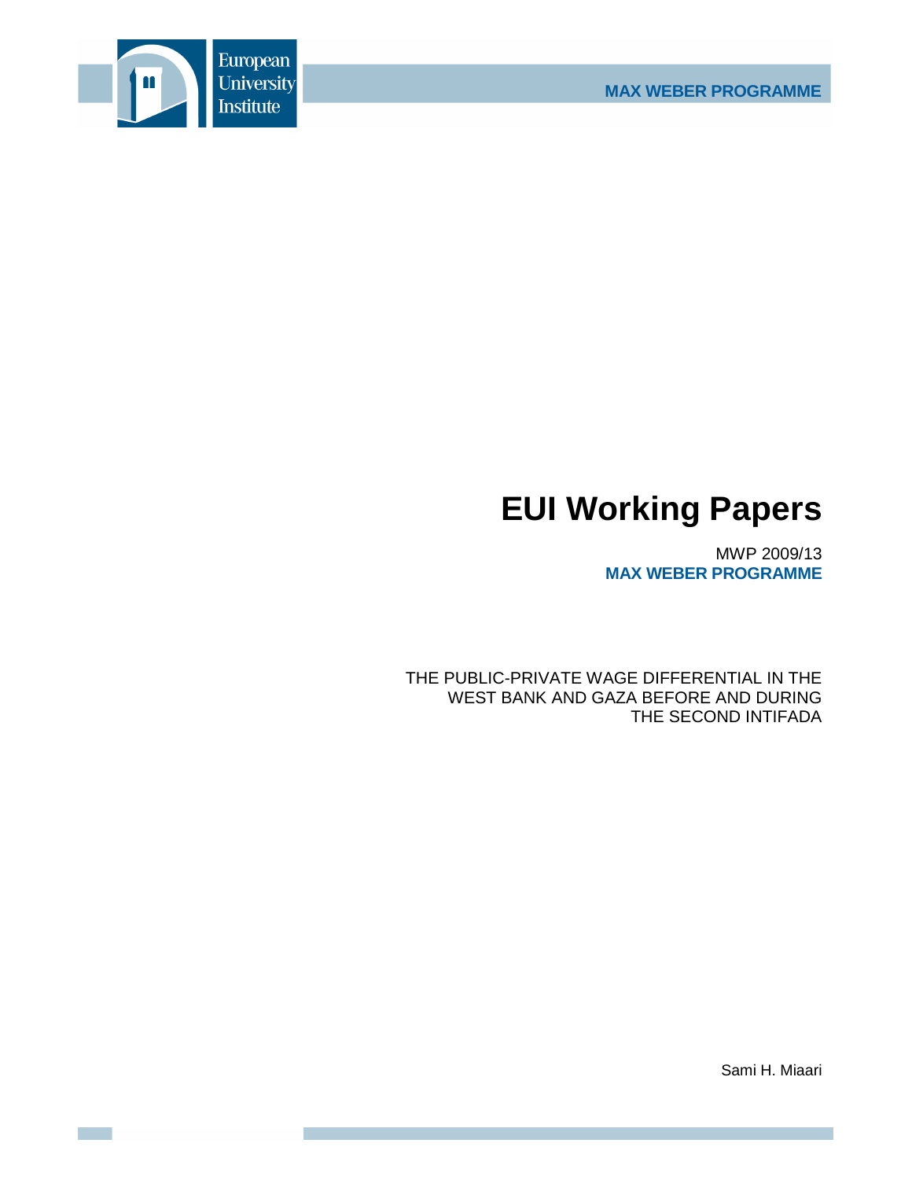European University Institute

MAX WEBER PROGRAMME

# EUI Working Papers

MWP 2009/13

**MAX WEBER PROGRAMME**

THE PUBLIC-PRIVATE WAGE DIFFERENTIAL IN THE WEST BANK AND GAZA BEFORE AND DURING THE SECOND INTIFADA

Sami H. Miaari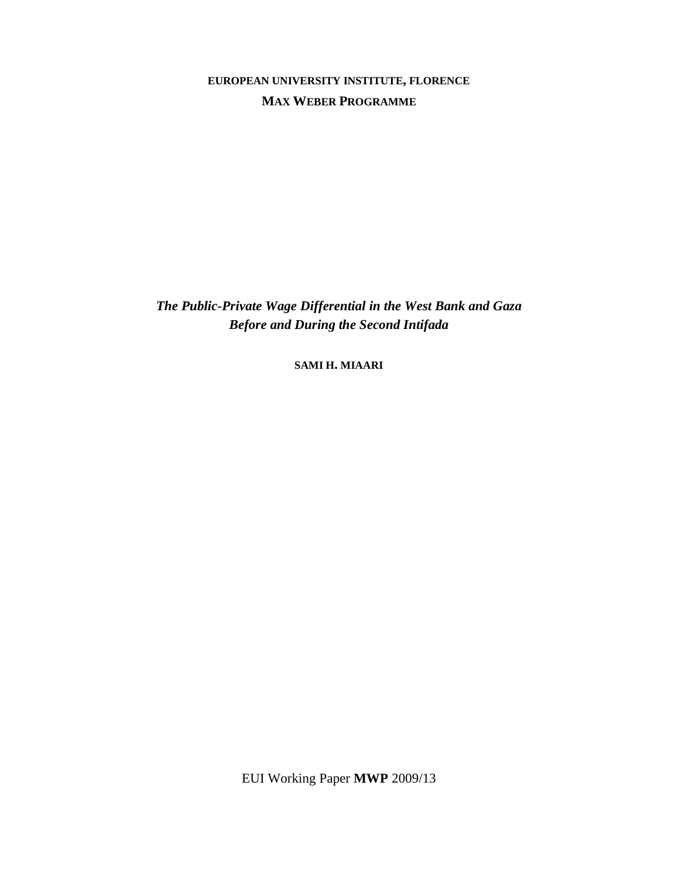**EUROPEAN UNIVERSITY INSTITUTE, FLORENCE**

**MAX WEBER PROGRAMME**

# *The Public-Private Wage Differential in the West Bank and Gaza Before and During the Second Intifada*

**SAMI H. MIAARI**

EUI Working Paper **MWP** 2009/13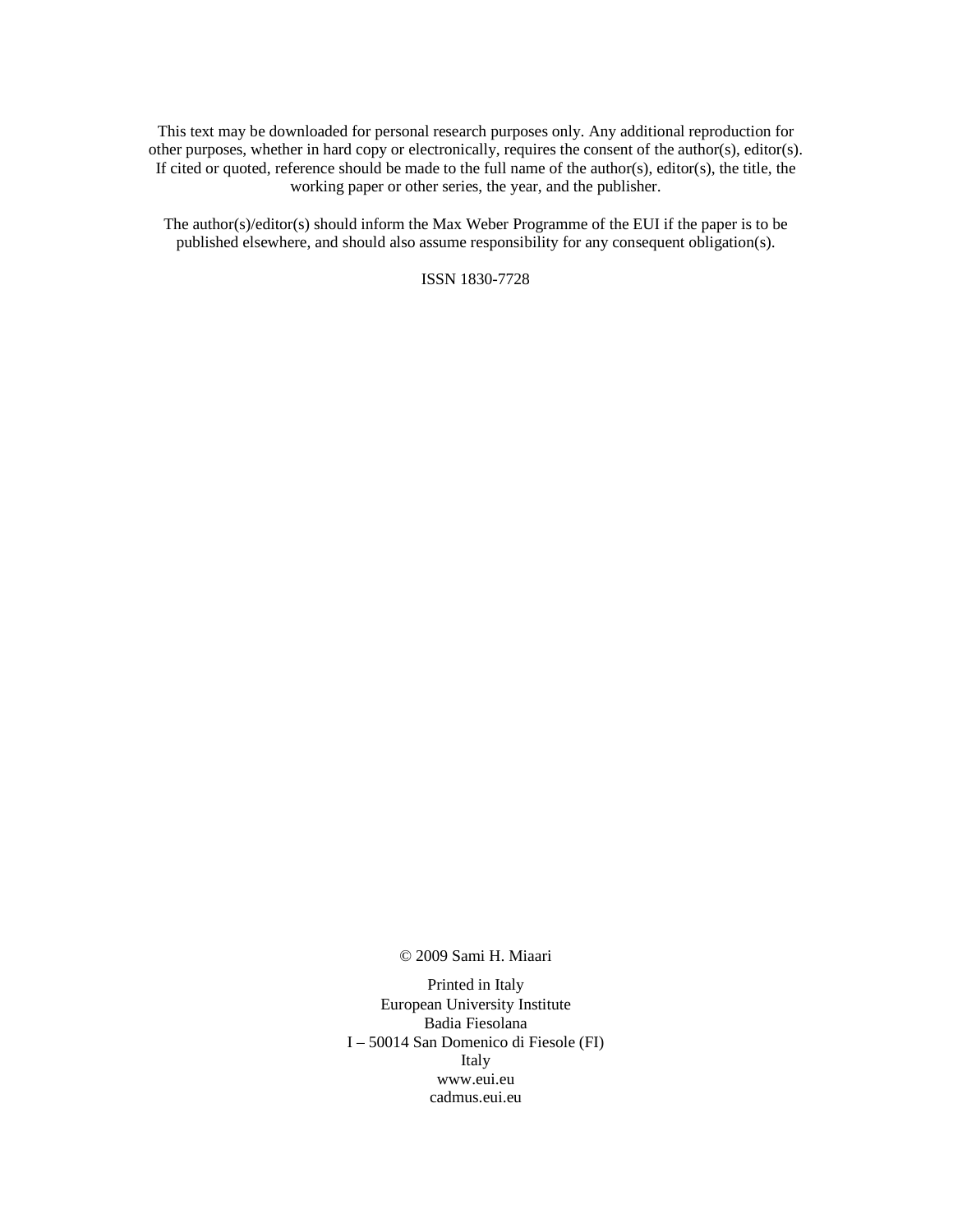This text may be downloaded for personal research purposes only. Any additional reproduction for other purposes, whether in hard copy or electronically, requires the consent of the author(s), editor(s). If cited or quoted, reference should be made to the full name of the author(s), editor(s), the title, the working paper or other series, the year, and the publisher.

The author(s)/editor(s) should inform the Max Weber Programme of the EUI if the paper is to be published elsewhere, and should also assume responsibility for any consequent obligation(s).

ISSN 1830-7728

© 2009 Sami H. Miaari

Printed in Italy
European University Institute
Badia Fiesolana
I – 50014 San Domenico di Fiesole (FI)
Italy
www.eui.eu
cadmus.eui.eu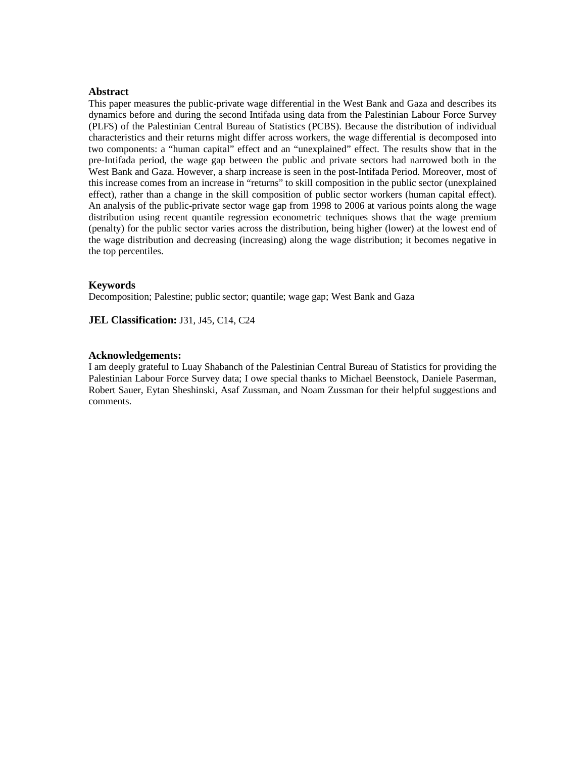## Abstract

This paper measures the public-private wage differential in the West Bank and Gaza and describes its dynamics before and during the second Intifada using data from the Palestinian Labour Force Survey (PLFS) of the Palestinian Central Bureau of Statistics (PCBS). Because the distribution of individual characteristics and their returns might differ across workers, the wage differential is decomposed into two components: a "human capital" effect and an "unexplained" effect. The results show that in the pre-Intifada period, the wage gap between the public and private sectors had narrowed both in the West Bank and Gaza. However, a sharp increase is seen in the post-Intifada Period. Moreover, most of this increase comes from an increase in "returns" to skill composition in the public sector (unexplained effect), rather than a change in the skill composition of public sector workers (human capital effect). An analysis of the public-private sector wage gap from 1998 to 2006 at various points along the wage distribution using recent quantile regression econometric techniques shows that the wage premium (penalty) for the public sector varies across the distribution, being higher (lower) at the lowest end of the wage distribution and decreasing (increasing) along the wage distribution; it becomes negative in the top percentiles.

## Keywords

Decomposition; Palestine; public sector; quantile; wage gap; West Bank and Gaza

**JEL Classification:** J31, J45, C14, C24

## Acknowledgements:

I am deeply grateful to Luay Shabanch of the Palestinian Central Bureau of Statistics for providing the Palestinian Labour Force Survey data; I owe special thanks to Michael Beenstock, Daniele Paserman, Robert Sauer, Eytan Sheshinski, Asaf Zussman, and Noam Zussman for their helpful suggestions and comments.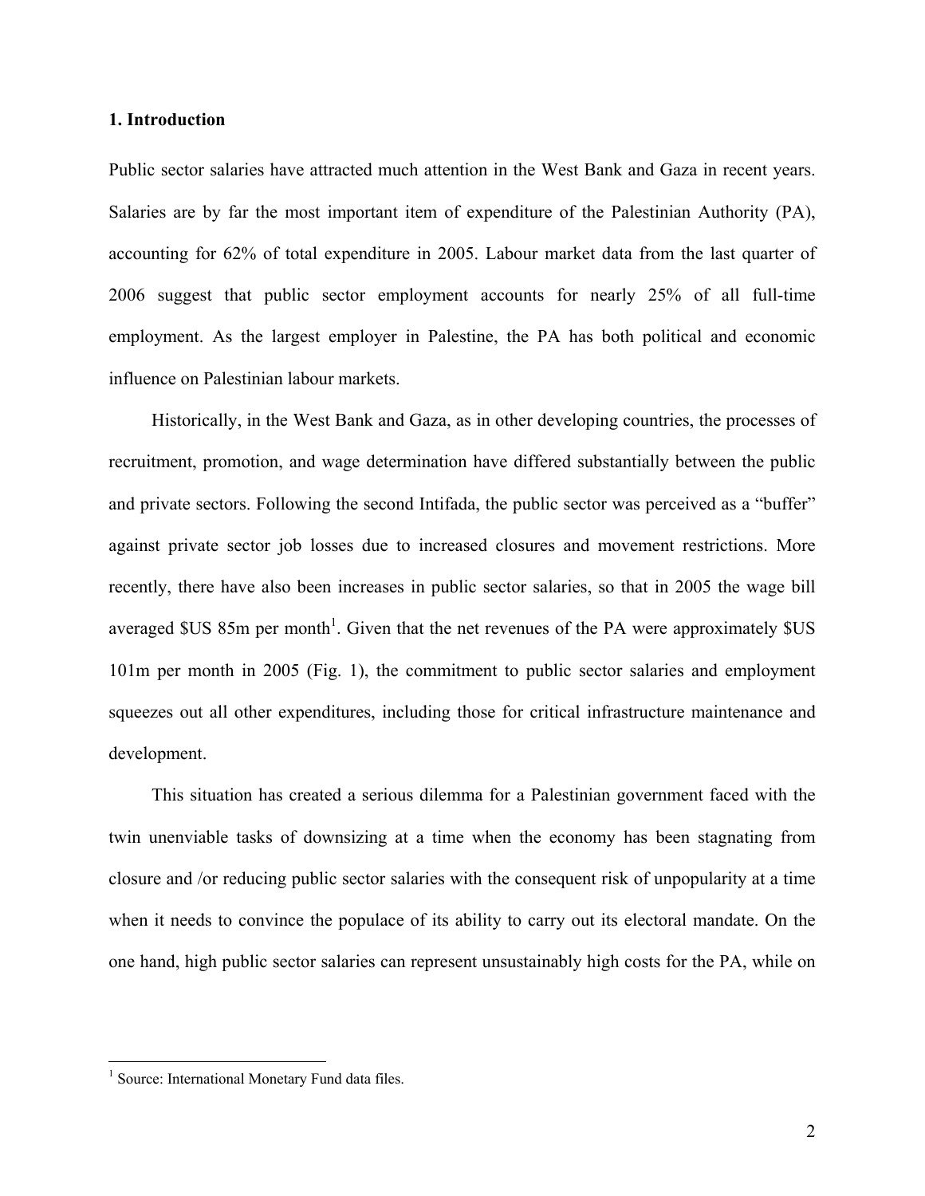## 1. Introduction

Public sector salaries have attracted much attention in the West Bank and Gaza in recent years. Salaries are by far the most important item of expenditure of the Palestinian Authority (PA), accounting for 62% of total expenditure in 2005. Labour market data from the last quarter of 2006 suggest that public sector employment accounts for nearly 25% of all full-time employment. As the largest employer in Palestine, the PA has both political and economic influence on Palestinian labour markets.

Historically, in the West Bank and Gaza, as in other developing countries, the processes of recruitment, promotion, and wage determination have differed substantially between the public and private sectors. Following the second Intifada, the public sector was perceived as a "buffer" against private sector job losses due to increased closures and movement restrictions. More recently, there have also been increases in public sector salaries, so that in 2005 the wage bill averaged $US 85m per month[1]. Given that the net revenues of the PA were approximately $US 101m per month in 2005 (Fig. 1), the commitment to public sector salaries and employment squeezes out all other expenditures, including those for critical infrastructure maintenance and development.

This situation has created a serious dilemma for a Palestinian government faced with the twin unenviable tasks of downsizing at a time when the economy has been stagnating from closure and /or reducing public sector salaries with the consequent risk of unpopularity at a time when it needs to convince the populace of its ability to carry out its electoral mandate. On the one hand, high public sector salaries can represent unsustainably high costs for the PA, while on

[1] Source: International Monetary Fund data files.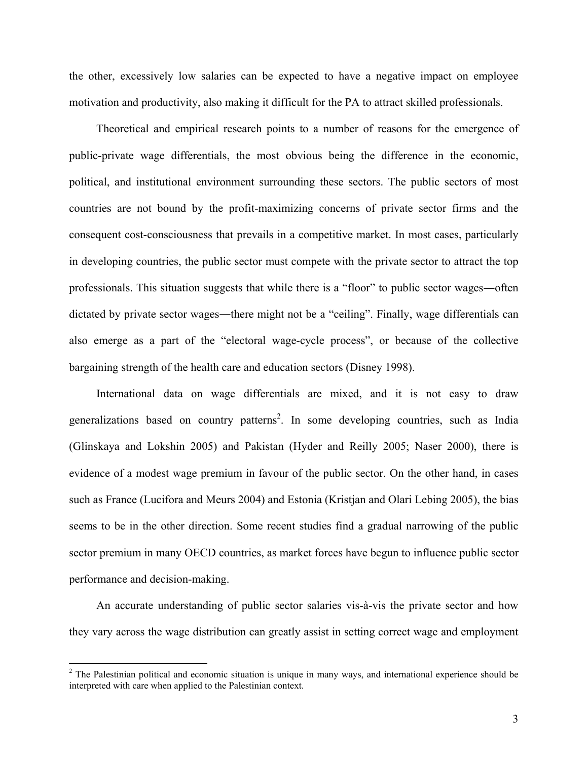the other, excessively low salaries can be expected to have a negative impact on employee motivation and productivity, also making it difficult for the PA to attract skilled professionals.

Theoretical and empirical research points to a number of reasons for the emergence of public-private wage differentials, the most obvious being the difference in the economic, political, and institutional environment surrounding these sectors. The public sectors of most countries are not bound by the profit-maximizing concerns of private sector firms and the consequent cost-consciousness that prevails in a competitive market. In most cases, particularly in developing countries, the public sector must compete with the private sector to attract the top professionals. This situation suggests that while there is a "floor" to public sector wages―often dictated by private sector wages―there might not be a "ceiling". Finally, wage differentials can also emerge as a part of the "electoral wage-cycle process", or because of the collective bargaining strength of the health care and education sectors (Disney 1998).

International data on wage differentials are mixed, and it is not easy to draw generalizations based on country patterns[2]. In some developing countries, such as India (Glinskaya and Lokshin 2005) and Pakistan (Hyder and Reilly 2005; Naser 2000), there is evidence of a modest wage premium in favour of the public sector. On the other hand, in cases such as France (Lucifora and Meurs 2004) and Estonia (Kristjan and Olari Lebing 2005), the bias seems to be in the other direction. Some recent studies find a gradual narrowing of the public sector premium in many OECD countries, as market forces have begun to influence public sector performance and decision-making.

An accurate understanding of public sector salaries vis-à-vis the private sector and how they vary across the wage distribution can greatly assist in setting correct wage and employment

[2] The Palestinian political and economic situation is unique in many ways, and international experience should be interpreted with care when applied to the Palestinian context.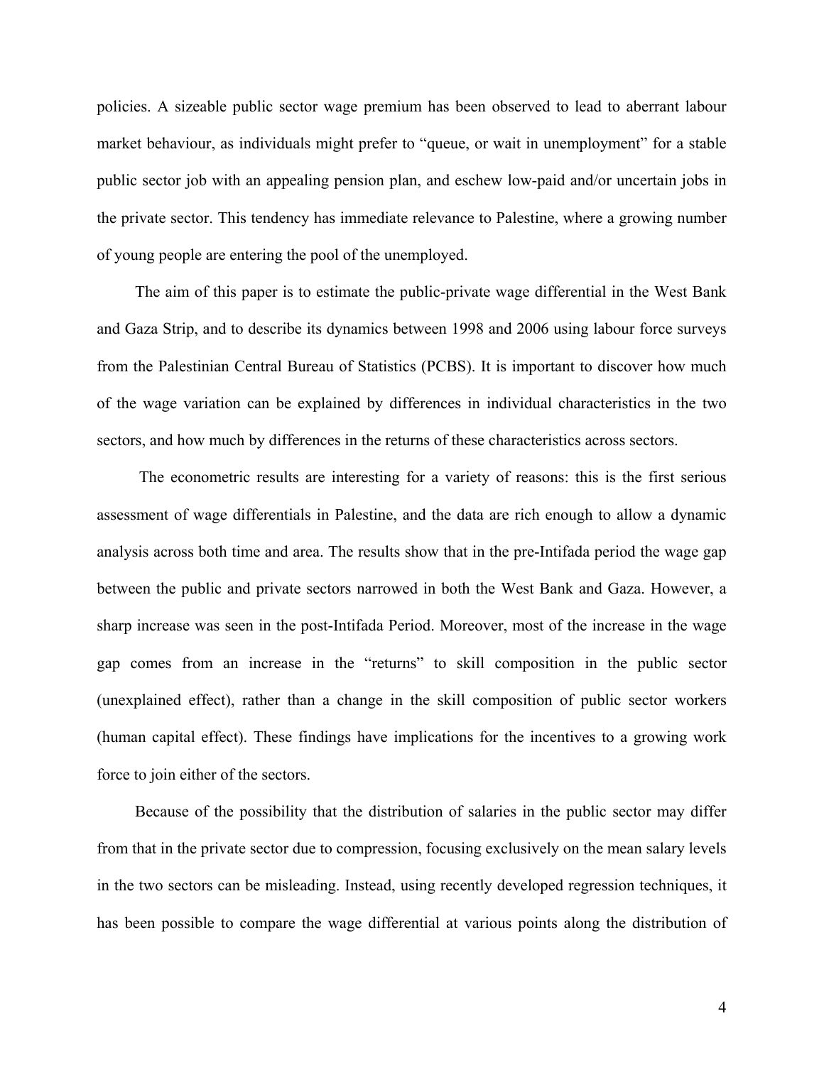policies. A sizeable public sector wage premium has been observed to lead to aberrant labour market behaviour, as individuals might prefer to "queue, or wait in unemployment" for a stable public sector job with an appealing pension plan, and eschew low-paid and/or uncertain jobs in the private sector. This tendency has immediate relevance to Palestine, where a growing number of young people are entering the pool of the unemployed.

The aim of this paper is to estimate the public-private wage differential in the West Bank and Gaza Strip, and to describe its dynamics between 1998 and 2006 using labour force surveys from the Palestinian Central Bureau of Statistics (PCBS). It is important to discover how much of the wage variation can be explained by differences in individual characteristics in the two sectors, and how much by differences in the returns of these characteristics across sectors.

The econometric results are interesting for a variety of reasons: this is the first serious assessment of wage differentials in Palestine, and the data are rich enough to allow a dynamic analysis across both time and area. The results show that in the pre-Intifada period the wage gap between the public and private sectors narrowed in both the West Bank and Gaza. However, a sharp increase was seen in the post-Intifada Period. Moreover, most of the increase in the wage gap comes from an increase in the "returns" to skill composition in the public sector (unexplained effect), rather than a change in the skill composition of public sector workers (human capital effect). These findings have implications for the incentives to a growing work force to join either of the sectors.

Because of the possibility that the distribution of salaries in the public sector may differ from that in the private sector due to compression, focusing exclusively on the mean salary levels in the two sectors can be misleading. Instead, using recently developed regression techniques, it has been possible to compare the wage differential at various points along the distribution of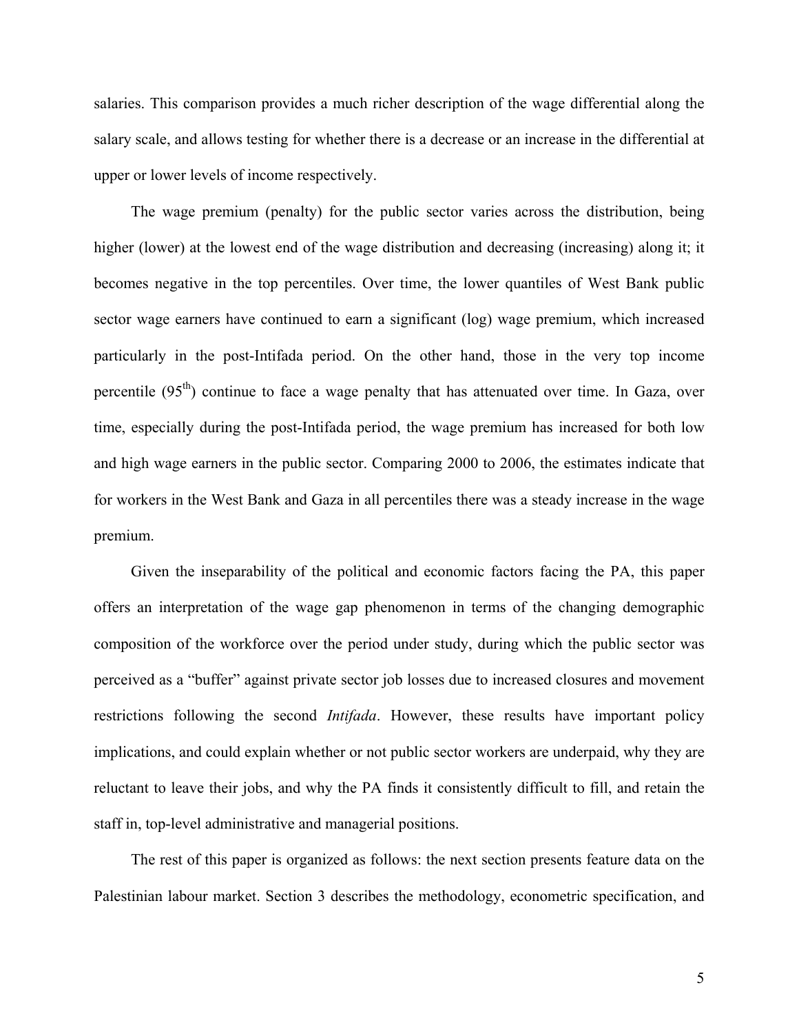salaries. This comparison provides a much richer description of the wage differential along the salary scale, and allows testing for whether there is a decrease or an increase in the differential at upper or lower levels of income respectively.

The wage premium (penalty) for the public sector varies across the distribution, being higher (lower) at the lowest end of the wage distribution and decreasing (increasing) along it; it becomes negative in the top percentiles. Over time, the lower quantiles of West Bank public sector wage earners have continued to earn a significant (log) wage premium, which increased particularly in the post-Intifada period. On the other hand, those in the very top income percentile (95$^{th}$) continue to face a wage penalty that has attenuated over time. In Gaza, over time, especially during the post-Intifada period, the wage premium has increased for both low and high wage earners in the public sector. Comparing 2000 to 2006, the estimates indicate that for workers in the West Bank and Gaza in all percentiles there was a steady increase in the wage premium.

Given the inseparability of the political and economic factors facing the PA, this paper offers an interpretation of the wage gap phenomenon in terms of the changing demographic composition of the workforce over the period under study, during which the public sector was perceived as a "buffer" against private sector job losses due to increased closures and movement restrictions following the second *Intifada*. However, these results have important policy implications, and could explain whether or not public sector workers are underpaid, why they are reluctant to leave their jobs, and why the PA finds it consistently difficult to fill, and retain the staff in, top-level administrative and managerial positions.

The rest of this paper is organized as follows: the next section presents feature data on the Palestinian labour market. Section 3 describes the methodology, econometric specification, and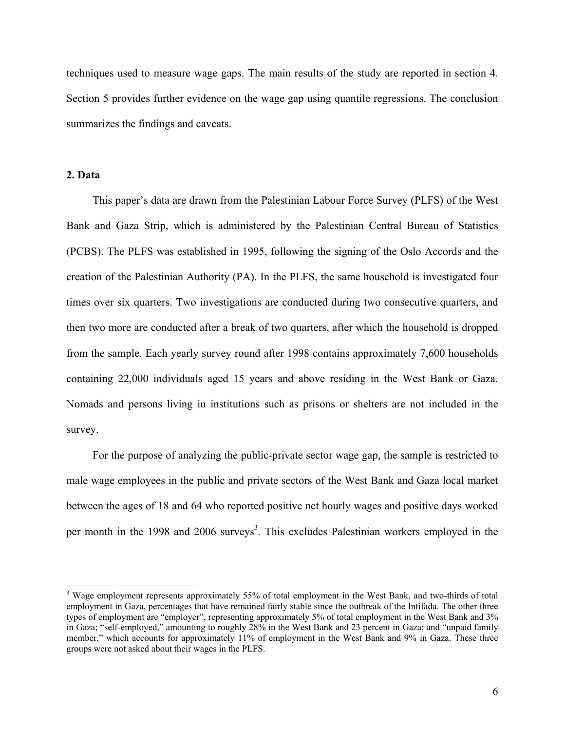techniques used to measure wage gaps. The main results of the study are reported in section 4. Section 5 provides further evidence on the wage gap using quantile regressions. The conclusion summarizes the findings and caveats.

## 2. Data

This paper's data are drawn from the Palestinian Labour Force Survey (PLFS) of the West Bank and Gaza Strip, which is administered by the Palestinian Central Bureau of Statistics (PCBS). The PLFS was established in 1995, following the signing of the Oslo Accords and the creation of the Palestinian Authority (PA). In the PLFS, the same household is investigated four times over six quarters. Two investigations are conducted during two consecutive quarters, and then two more are conducted after a break of two quarters, after which the household is dropped from the sample. Each yearly survey round after 1998 contains approximately 7,600 households containing 22,000 individuals aged 15 years and above residing in the West Bank or Gaza. Nomads and persons living in institutions such as prisons or shelters are not included in the survey.

For the purpose of analyzing the public-private sector wage gap, the sample is restricted to male wage employees in the public and private sectors of the West Bank and Gaza local market between the ages of 18 and 64 who reported positive net hourly wages and positive days worked per month in the 1998 and 2006 surveys[3]. This excludes Palestinian workers employed in the

[3] Wage employment represents approximately 55% of total employment in the West Bank, and two-thirds of total employment in Gaza, percentages that have remained fairly stable since the outbreak of the Intifada. The other three types of employment are "employer", representing approximately 5% of total employment in the West Bank and 3% in Gaza; "self-employed," amounting to roughly 28% in the West Bank and 23 percent in Gaza; and "unpaid family member," which accounts for approximately 11% of employment in the West Bank and 9% in Gaza. These three groups were not asked about their wages in the PLFS.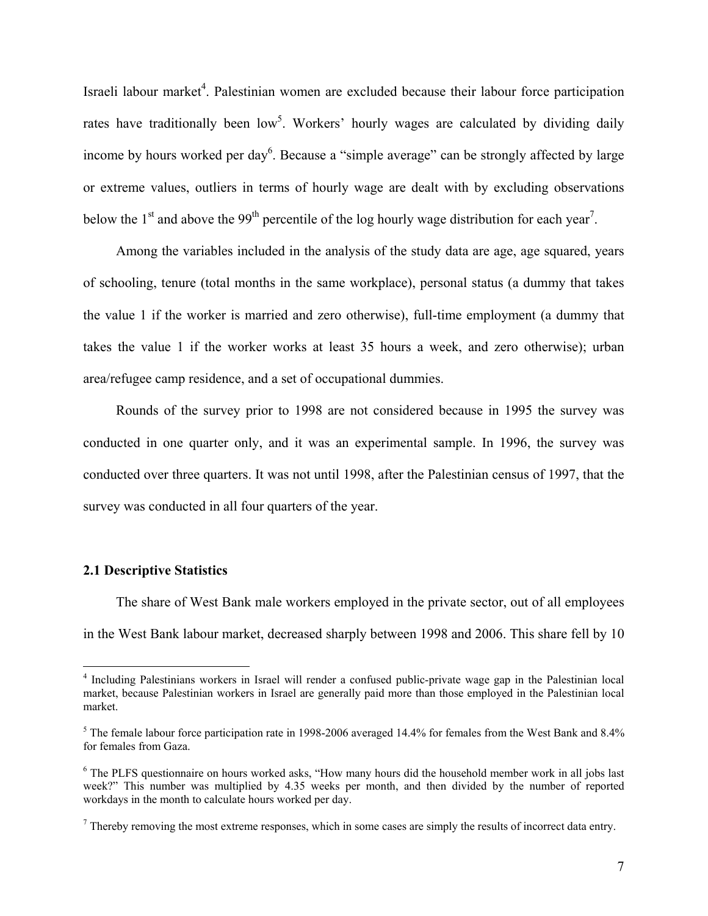Israeli labour market[4]. Palestinian women are excluded because their labour force participation rates have traditionally been low[5]. Workers' hourly wages are calculated by dividing daily income by hours worked per day[6]. Because a "simple average" can be strongly affected by large or extreme values, outliers in terms of hourly wage are dealt with by excluding observations below the 1st and above the 99th percentile of the log hourly wage distribution for each year[7].

Among the variables included in the analysis of the study data are age, age squared, years of schooling, tenure (total months in the same workplace), personal status (a dummy that takes the value 1 if the worker is married and zero otherwise), full-time employment (a dummy that takes the value 1 if the worker works at least 35 hours a week, and zero otherwise); urban area/refugee camp residence, and a set of occupational dummies.

Rounds of the survey prior to 1998 are not considered because in 1995 the survey was conducted in one quarter only, and it was an experimental sample. In 1996, the survey was conducted over three quarters. It was not until 1998, after the Palestinian census of 1997, that the survey was conducted in all four quarters of the year.

### 2.1 Descriptive Statistics

The share of West Bank male workers employed in the private sector, out of all employees in the West Bank labour market, decreased sharply between 1998 and 2006. This share fell by 10

---

[4] Including Palestinians workers in Israel will render a confused public-private wage gap in the Palestinian local market, because Palestinian workers in Israel are generally paid more than those employed in the Palestinian local market.

[5] The female labour force participation rate in 1998-2006 averaged 14.4% for females from the West Bank and 8.4% for females from Gaza.

[6] The PLFS questionnaire on hours worked asks, "How many hours did the household member work in all jobs last week?" This number was multiplied by 4.35 weeks per month, and then divided by the number of reported workdays in the month to calculate hours worked per day.

[7] Thereby removing the most extreme responses, which in some cases are simply the results of incorrect data entry.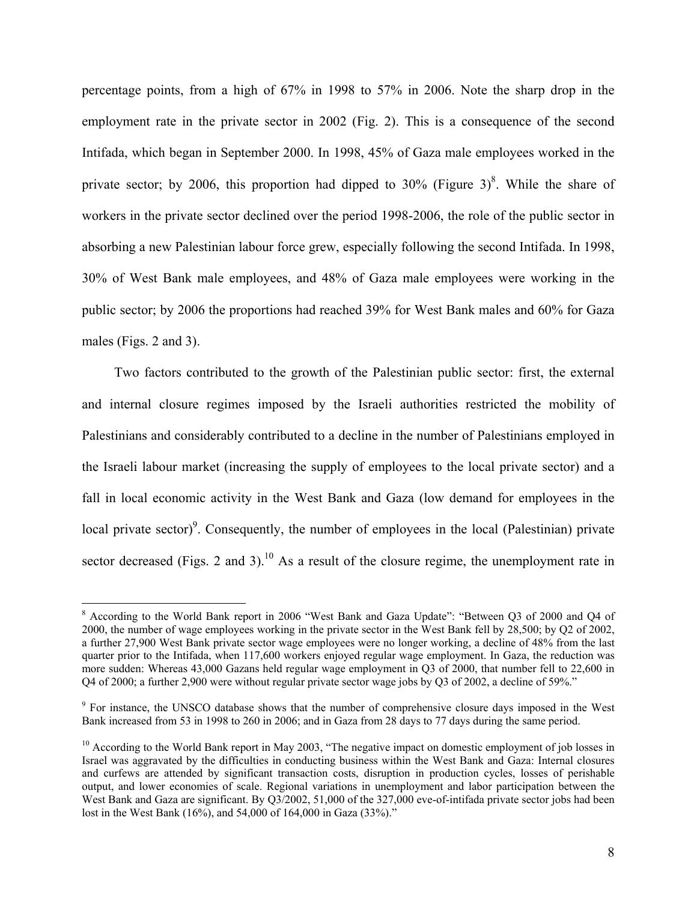percentage points, from a high of 67% in 1998 to 57% in 2006. Note the sharp drop in the employment rate in the private sector in 2002 (Fig. 2). This is a consequence of the second Intifada, which began in September 2000. In 1998, 45% of Gaza male employees worked in the private sector; by 2006, this proportion had dipped to 30% (Figure 3)[8]. While the share of workers in the private sector declined over the period 1998-2006, the role of the public sector in absorbing a new Palestinian labour force grew, especially following the second Intifada. In 1998, 30% of West Bank male employees, and 48% of Gaza male employees were working in the public sector; by 2006 the proportions had reached 39% for West Bank males and 60% for Gaza males (Figs. 2 and 3).

Two factors contributed to the growth of the Palestinian public sector: first, the external and internal closure regimes imposed by the Israeli authorities restricted the mobility of Palestinians and considerably contributed to a decline in the number of Palestinians employed in the Israeli labour market (increasing the supply of employees to the local private sector) and a fall in local economic activity in the West Bank and Gaza (low demand for employees in the local private sector)[9]. Consequently, the number of employees in the local (Palestinian) private sector decreased (Figs. 2 and 3).[10] As a result of the closure regime, the unemployment rate in

---

[8] According to the World Bank report in 2006 "West Bank and Gaza Update": "Between Q3 of 2000 and Q4 of 2000, the number of wage employees working in the private sector in the West Bank fell by 28,500; by Q2 of 2002, a further 27,900 West Bank private sector wage employees were no longer working, a decline of 48% from the last quarter prior to the Intifada, when 117,600 workers enjoyed regular wage employment. In Gaza, the reduction was more sudden: Whereas 43,000 Gazans held regular wage employment in Q3 of 2000, that number fell to 22,600 in Q4 of 2000; a further 2,900 were without regular private sector wage jobs by Q3 of 2002, a decline of 59%."

[9] For instance, the UNSCO database shows that the number of comprehensive closure days imposed in the West Bank increased from 53 in 1998 to 260 in 2006; and in Gaza from 28 days to 77 days during the same period.

[10] According to the World Bank report in May 2003, "The negative impact on domestic employment of job losses in Israel was aggravated by the difficulties in conducting business within the West Bank and Gaza: Internal closures and curfews are attended by significant transaction costs, disruption in production cycles, losses of perishable output, and lower economies of scale. Regional variations in unemployment and labor participation between the West Bank and Gaza are significant. By Q3/2002, 51,000 of the 327,000 eve-of-intifada private sector jobs had been lost in the West Bank (16%), and 54,000 of 164,000 in Gaza (33%)."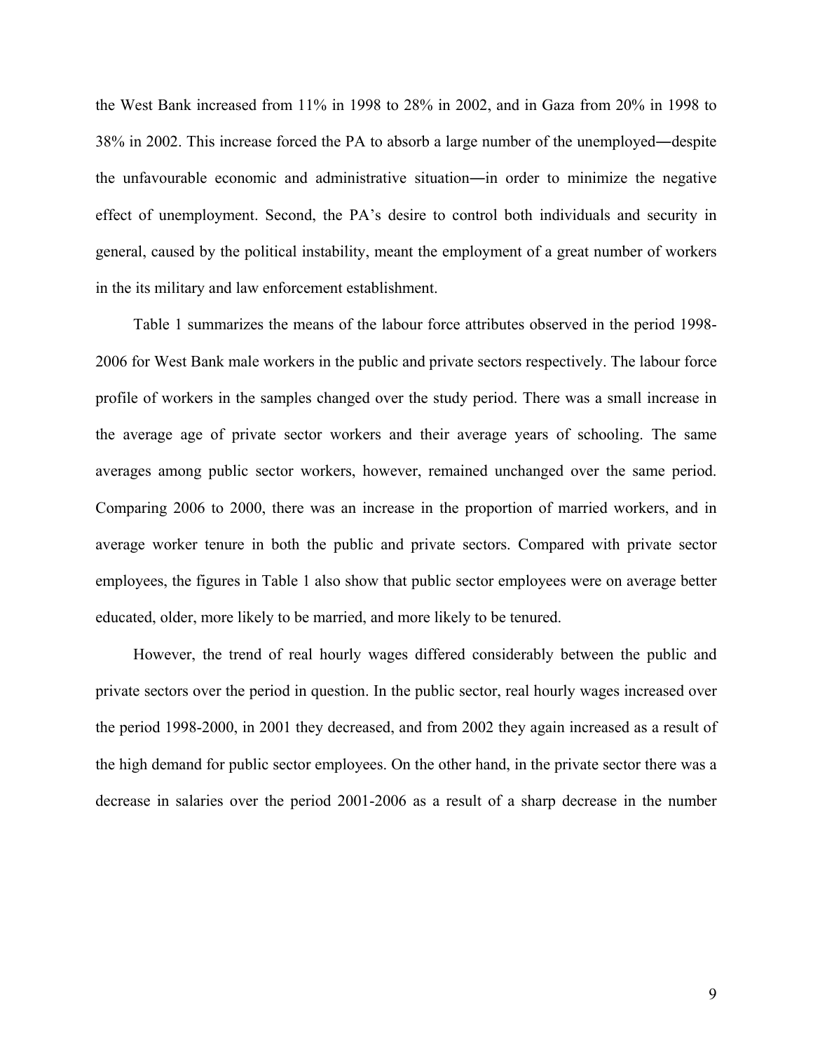the West Bank increased from 11% in 1998 to 28% in 2002, and in Gaza from 20% in 1998 to 38% in 2002. This increase forced the PA to absorb a large number of the unemployed―despite the unfavourable economic and administrative situation―in order to minimize the negative effect of unemployment. Second, the PA's desire to control both individuals and security in general, caused by the political instability, meant the employment of a great number of workers in the its military and law enforcement establishment.

Table 1 summarizes the means of the labour force attributes observed in the period 1998-2006 for West Bank male workers in the public and private sectors respectively. The labour force profile of workers in the samples changed over the study period. There was a small increase in the average age of private sector workers and their average years of schooling. The same averages among public sector workers, however, remained unchanged over the same period. Comparing 2006 to 2000, there was an increase in the proportion of married workers, and in average worker tenure in both the public and private sectors. Compared with private sector employees, the figures in Table 1 also show that public sector employees were on average better educated, older, more likely to be married, and more likely to be tenured.

However, the trend of real hourly wages differed considerably between the public and private sectors over the period in question. In the public sector, real hourly wages increased over the period 1998-2000, in 2001 they decreased, and from 2002 they again increased as a result of the high demand for public sector employees. On the other hand, in the private sector there was a decrease in salaries over the period 2001-2006 as a result of a sharp decrease in the number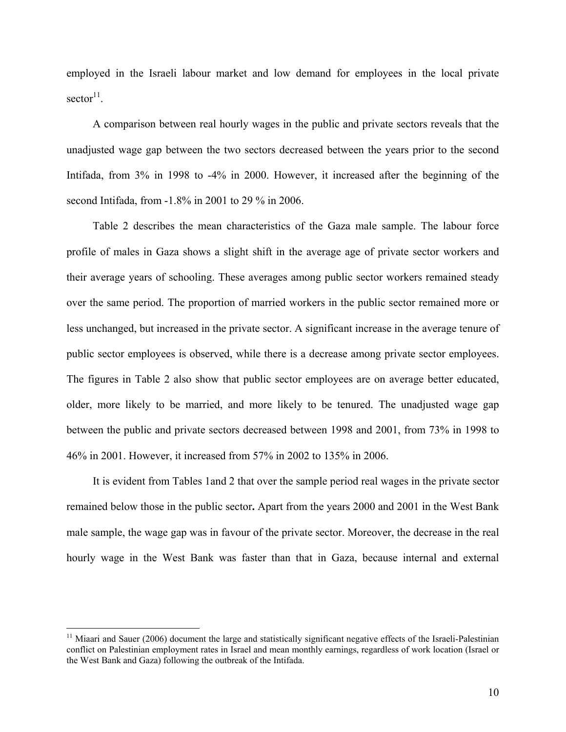employed in the Israeli labour market and low demand for employees in the local private sector[11].

A comparison between real hourly wages in the public and private sectors reveals that the unadjusted wage gap between the two sectors decreased between the years prior to the second Intifada, from 3% in 1998 to -4% in 2000. However, it increased after the beginning of the second Intifada, from -1.8% in 2001 to 29 % in 2006.

Table 2 describes the mean characteristics of the Gaza male sample. The labour force profile of males in Gaza shows a slight shift in the average age of private sector workers and their average years of schooling. These averages among public sector workers remained steady over the same period. The proportion of married workers in the public sector remained more or less unchanged, but increased in the private sector. A significant increase in the average tenure of public sector employees is observed, while there is a decrease among private sector employees. The figures in Table 2 also show that public sector employees are on average better educated, older, more likely to be married, and more likely to be tenured. The unadjusted wage gap between the public and private sectors decreased between 1998 and 2001, from 73% in 1998 to 46% in 2001. However, it increased from 57% in 2002 to 135% in 2006.

It is evident from Tables 1and 2 that over the sample period real wages in the private sector remained below those in the public sector**.** Apart from the years 2000 and 2001 in the West Bank male sample, the wage gap was in favour of the private sector. Moreover, the decrease in the real hourly wage in the West Bank was faster than that in Gaza, because internal and external

[11] Miaari and Sauer (2006) document the large and statistically significant negative effects of the Israeli-Palestinian conflict on Palestinian employment rates in Israel and mean monthly earnings, regardless of work location (Israel or the West Bank and Gaza) following the outbreak of the Intifada.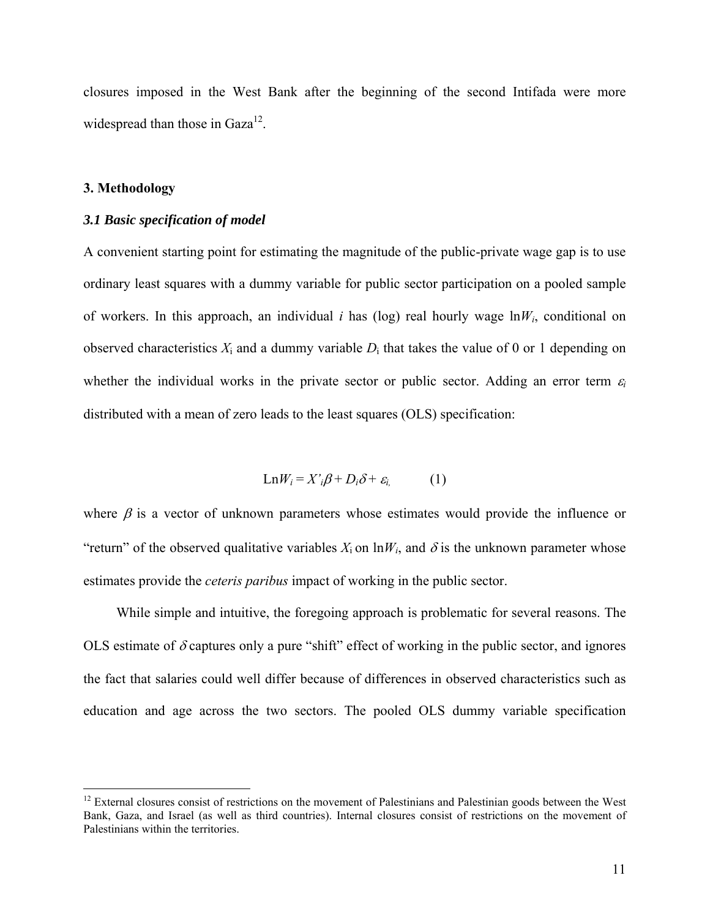closures imposed in the West Bank after the beginning of the second Intifada were more widespread than those in Gaza[12].

## 3. Methodology

### *3.1 Basic specification of model*

A convenient starting point for estimating the magnitude of the public-private wage gap is to use ordinary least squares with a dummy variable for public sector participation on a pooled sample of workers. In this approach, an individual $i$ has (log) real hourly wage $\ln W_i$, conditional on observed characteristics $X_i$ and a dummy variable $D_i$ that takes the value of 0 or 1 depending on whether the individual works in the private sector or public sector. Adding an error term $\varepsilon_i$ distributed with a mean of zero leads to the least squares (OLS) specification:

$$\text{Ln}W_i = X'_i\beta + D_i\delta + \varepsilon_{i,} \qquad (1)$$

where $\beta$ is a vector of unknown parameters whose estimates would provide the influence or "return" of the observed qualitative variables $X_i$ on $\ln W_i$, and $\delta$ is the unknown parameter whose estimates provide the *ceteris paribus* impact of working in the public sector.

While simple and intuitive, the foregoing approach is problematic for several reasons. The OLS estimate of $\delta$ captures only a pure "shift" effect of working in the public sector, and ignores the fact that salaries could well differ because of differences in observed characteristics such as education and age across the two sectors. The pooled OLS dummy variable specification

[12] External closures consist of restrictions on the movement of Palestinians and Palestinian goods between the West Bank, Gaza, and Israel (as well as third countries). Internal closures consist of restrictions on the movement of Palestinians within the territories.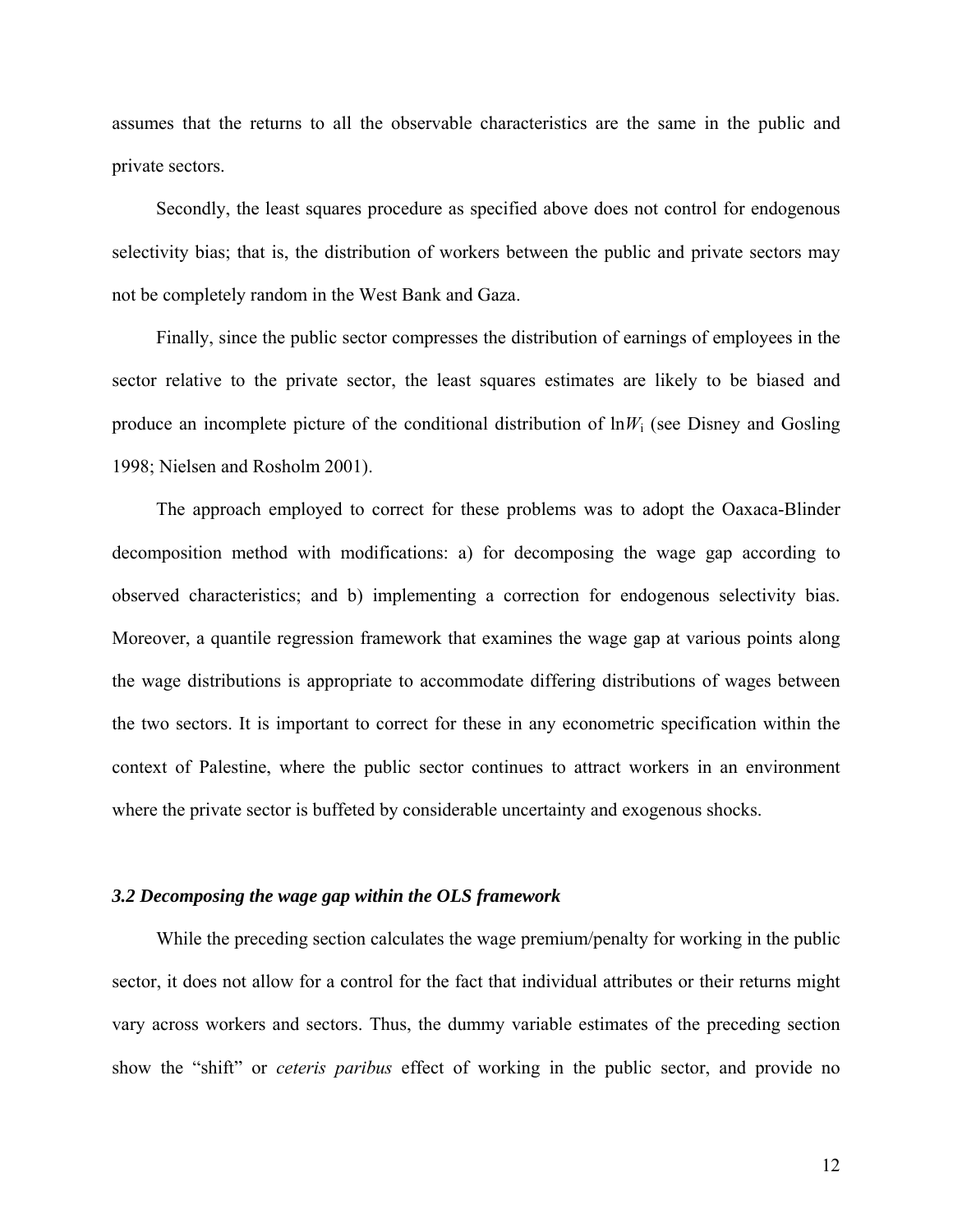assumes that the returns to all the observable characteristics are the same in the public and private sectors.

Secondly, the least squares procedure as specified above does not control for endogenous selectivity bias; that is, the distribution of workers between the public and private sectors may not be completely random in the West Bank and Gaza.

Finally, since the public sector compresses the distribution of earnings of employees in the sector relative to the private sector, the least squares estimates are likely to be biased and produce an incomplete picture of the conditional distribution of $\ln W_i$ (see Disney and Gosling 1998; Nielsen and Rosholm 2001).

The approach employed to correct for these problems was to adopt the Oaxaca-Blinder decomposition method with modifications: a) for decomposing the wage gap according to observed characteristics; and b) implementing a correction for endogenous selectivity bias. Moreover, a quantile regression framework that examines the wage gap at various points along the wage distributions is appropriate to accommodate differing distributions of wages between the two sectors. It is important to correct for these in any econometric specification within the context of Palestine, where the public sector continues to attract workers in an environment where the private sector is buffeted by considerable uncertainty and exogenous shocks.

### *3.2 Decomposing the wage gap within the OLS framework*

While the preceding section calculates the wage premium/penalty for working in the public sector, it does not allow for a control for the fact that individual attributes or their returns might vary across workers and sectors. Thus, the dummy variable estimates of the preceding section show the "shift" or *ceteris paribus* effect of working in the public sector, and provide no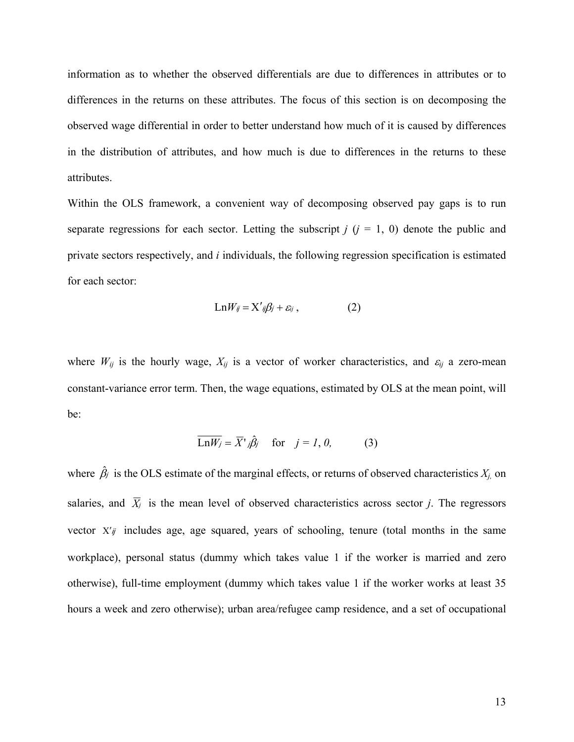information as to whether the observed differentials are due to differences in attributes or to differences in the returns on these attributes. The focus of this section is on decomposing the observed wage differential in order to better understand how much of it is caused by differences in the distribution of attributes, and how much is due to differences in the returns to these attributes.

Within the OLS framework, a convenient way of decomposing observed pay gaps is to run separate regressions for each sector. Letting the subscript $j$ ($j$ = 1, 0) denote the public and private sectors respectively, and $i$ individuals, the following regression specification is estimated for each sector:

$$\text{Ln}W_{ij} = X'_{ij}\beta_j + \varepsilon_{ij} \, , \qquad (2)$$

where $W_{ij}$ is the hourly wage, $X_{ij}$ is a vector of worker characteristics, and $\varepsilon_{ij}$ a zero-mean constant-variance error term. Then, the wage equations, estimated by OLS at the mean point, will be:

$$\overline{\text{Ln}W_j} = \overline{X}'_j\hat{\beta}_j \quad \text{for} \quad j = 1, 0, \qquad (3)$$

where $\hat{\beta}_j$ is the OLS estimate of the marginal effects, or returns of observed characteristics $X_j$, on salaries, and $\overline{X}_j$ is the mean level of observed characteristics across sector $j$. The regressors vector $X'_{ij}$ includes age, age squared, years of schooling, tenure (total months in the same workplace), personal status (dummy which takes value 1 if the worker is married and zero otherwise), full-time employment (dummy which takes value 1 if the worker works at least 35 hours a week and zero otherwise); urban area/refugee camp residence, and a set of occupational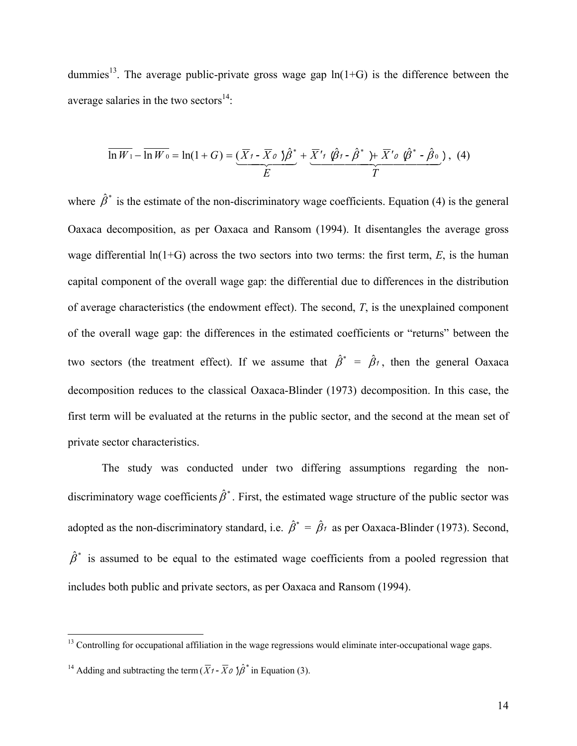dummies[13]. The average public-private gross wage gap ln(1+G) is the difference between the average salaries in the two sectors[14]:

$$\overline{\ln W_1} - \overline{\ln W_0} = \ln(1+G) = \underbrace{(\overline{X}_1 - \overline{X}_0)\hat{\beta}^*}_{E} + \underbrace{\overline{X}'_1(\hat{\beta}_1 - \hat{\beta}^*) + \overline{X}'_0(\hat{\beta}^* - \hat{\beta}_0)}_{T}, \quad (4)$$

where $\hat{\beta}^*$ is the estimate of the non-discriminatory wage coefficients. Equation (4) is the general Oaxaca decomposition, as per Oaxaca and Ransom (1994). It disentangles the average gross wage differential ln(1+G) across the two sectors into two terms: the first term, *E*, is the human capital component of the overall wage gap: the differential due to differences in the distribution of average characteristics (the endowment effect). The second, *T*, is the unexplained component of the overall wage gap: the differences in the estimated coefficients or "returns" between the two sectors (the treatment effect). If we assume that $\hat{\beta}^* = \hat{\beta}_1$, then the general Oaxaca decomposition reduces to the classical Oaxaca-Blinder (1973) decomposition. In this case, the first term will be evaluated at the returns in the public sector, and the second at the mean set of private sector characteristics.

The study was conducted under two differing assumptions regarding the non-discriminatory wage coefficients $\hat{\beta}^*$. First, the estimated wage structure of the public sector was adopted as the non-discriminatory standard, i.e. $\hat{\beta}^* = \hat{\beta}_1$ as per Oaxaca-Blinder (1973). Second, $\hat{\beta}^*$ is assumed to be equal to the estimated wage coefficients from a pooled regression that includes both public and private sectors, as per Oaxaca and Ransom (1994).

---

[13] Controlling for occupational affiliation in the wage regressions would eliminate inter-occupational wage gaps.

[14] Adding and subtracting the term $(\overline{X}_1 - \overline{X}_0)\hat{\beta}^*$ in Equation (3).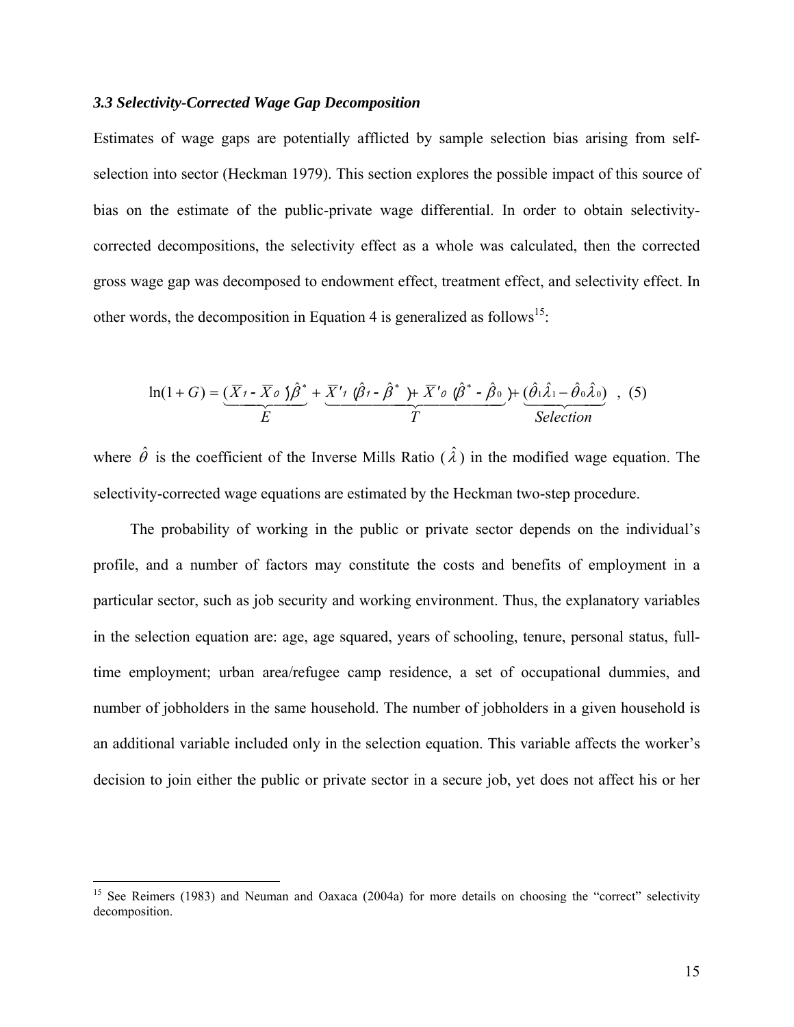### *3.3 Selectivity-Corrected Wage Gap Decomposition*

Estimates of wage gaps are potentially afflicted by sample selection bias arising from self-selection into sector (Heckman 1979). This section explores the possible impact of this source of bias on the estimate of the public-private wage differential. In order to obtain selectivity-corrected decompositions, the selectivity effect as a whole was calculated, then the corrected gross wage gap was decomposed to endowment effect, treatment effect, and selectivity effect. In other words, the decomposition in Equation 4 is generalized as follows[15]:

$$\ln(1+G) = \underbrace{(\overline{X}_1 - \overline{X}_0)\hat{\beta}^*}_{E} + \underbrace{\overline{X}'_1(\hat{\beta}_1 - \hat{\beta}^*) + \overline{X}'_0(\hat{\beta}^* - \hat{\beta}_0)}_{T} + \underbrace{(\hat{\theta}_1\hat{\lambda}_1 - \hat{\theta}_0\hat{\lambda}_0)}_{Selection} \quad , \quad (5)$$

where $\hat{\theta}$ is the coefficient of the Inverse Mills Ratio ($\hat{\lambda}$) in the modified wage equation. The selectivity-corrected wage equations are estimated by the Heckman two-step procedure.

The probability of working in the public or private sector depends on the individual's profile, and a number of factors may constitute the costs and benefits of employment in a particular sector, such as job security and working environment. Thus, the explanatory variables in the selection equation are: age, age squared, years of schooling, tenure, personal status, full-time employment; urban area/refugee camp residence, a set of occupational dummies, and number of jobholders in the same household. The number of jobholders in a given household is an additional variable included only in the selection equation. This variable affects the worker's decision to join either the public or private sector in a secure job, yet does not affect his or her

---

[15] See Reimers (1983) and Neuman and Oaxaca (2004a) for more details on choosing the "correct" selectivity decomposition.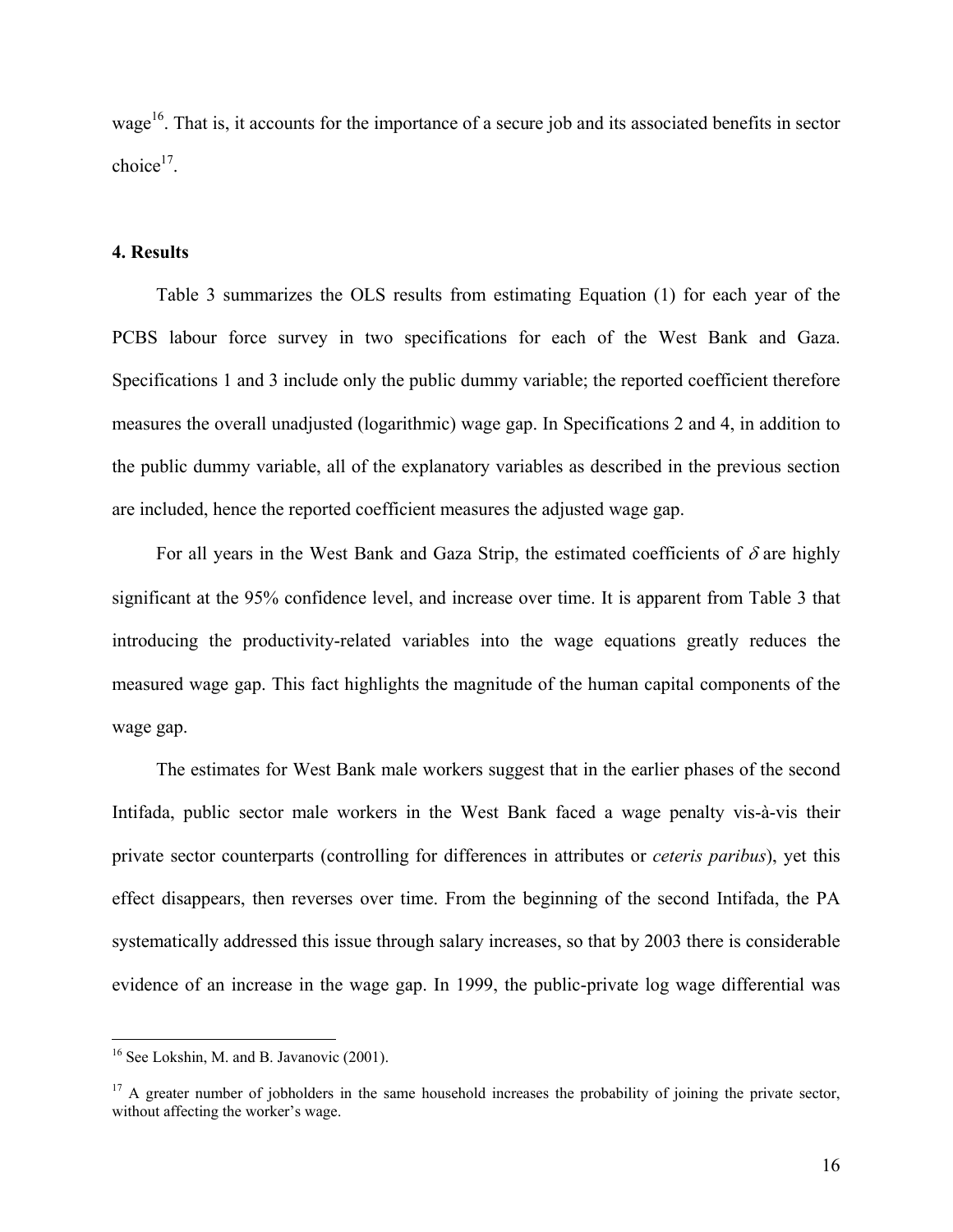wage[16]. That is, it accounts for the importance of a secure job and its associated benefits in sector choice[17].

## 4. Results

Table 3 summarizes the OLS results from estimating Equation (1) for each year of the PCBS labour force survey in two specifications for each of the West Bank and Gaza. Specifications 1 and 3 include only the public dummy variable; the reported coefficient therefore measures the overall unadjusted (logarithmic) wage gap. In Specifications 2 and 4, in addition to the public dummy variable, all of the explanatory variables as described in the previous section are included, hence the reported coefficient measures the adjusted wage gap.

For all years in the West Bank and Gaza Strip, the estimated coefficients of $\delta$ are highly significant at the 95% confidence level, and increase over time. It is apparent from Table 3 that introducing the productivity-related variables into the wage equations greatly reduces the measured wage gap. This fact highlights the magnitude of the human capital components of the wage gap.

The estimates for West Bank male workers suggest that in the earlier phases of the second Intifada, public sector male workers in the West Bank faced a wage penalty vis-à-vis their private sector counterparts (controlling for differences in attributes or *ceteris paribus*), yet this effect disappears, then reverses over time. From the beginning of the second Intifada, the PA systematically addressed this issue through salary increases, so that by 2003 there is considerable evidence of an increase in the wage gap. In 1999, the public-private log wage differential was

---

[16] See Lokshin, M. and B. Javanovic (2001).

[17] A greater number of jobholders in the same household increases the probability of joining the private sector, without affecting the worker's wage.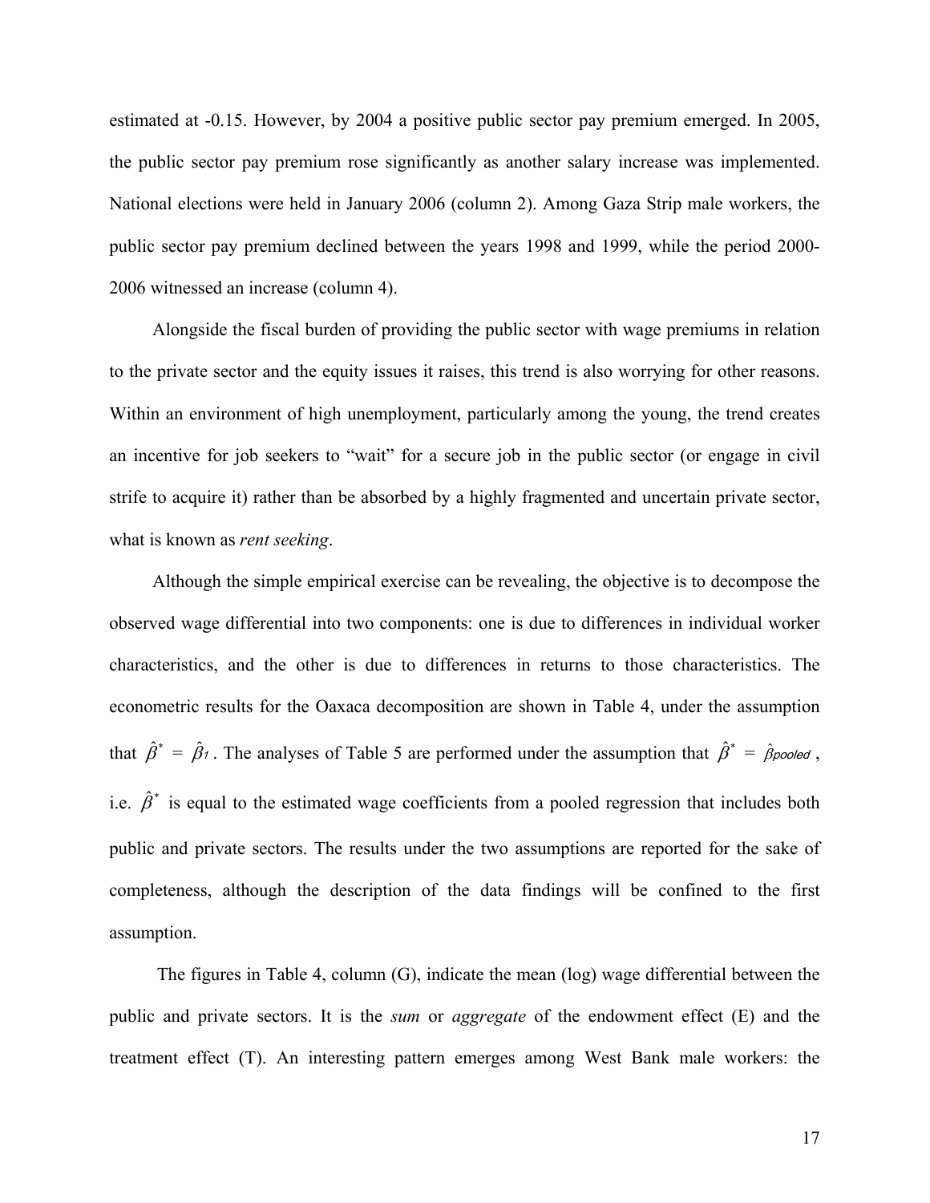estimated at -0.15. However, by 2004 a positive public sector pay premium emerged. In 2005, the public sector pay premium rose significantly as another salary increase was implemented. National elections were held in January 2006 (column 2). Among Gaza Strip male workers, the public sector pay premium declined between the years 1998 and 1999, while the period 2000-2006 witnessed an increase (column 4).

Alongside the fiscal burden of providing the public sector with wage premiums in relation to the private sector and the equity issues it raises, this trend is also worrying for other reasons. Within an environment of high unemployment, particularly among the young, the trend creates an incentive for job seekers to "wait" for a secure job in the public sector (or engage in civil strife to acquire it) rather than be absorbed by a highly fragmented and uncertain private sector, what is known as *rent seeking*.

Although the simple empirical exercise can be revealing, the objective is to decompose the observed wage differential into two components: one is due to differences in individual worker characteristics, and the other is due to differences in returns to those characteristics. The econometric results for the Oaxaca decomposition are shown in Table 4, under the assumption that $\hat{\beta}^{*} = \hat{\beta}_{1}$. The analyses of Table 5 are performed under the assumption that $\hat{\beta}^{*} = \hat{\beta}_{pooled}$, i.e. $\hat{\beta}^{*}$ is equal to the estimated wage coefficients from a pooled regression that includes both public and private sectors. The results under the two assumptions are reported for the sake of completeness, although the description of the data findings will be confined to the first assumption.

The figures in Table 4, column (G), indicate the mean (log) wage differential between the public and private sectors. It is the *sum* or *aggregate* of the endowment effect (E) and the treatment effect (T). An interesting pattern emerges among West Bank male workers: the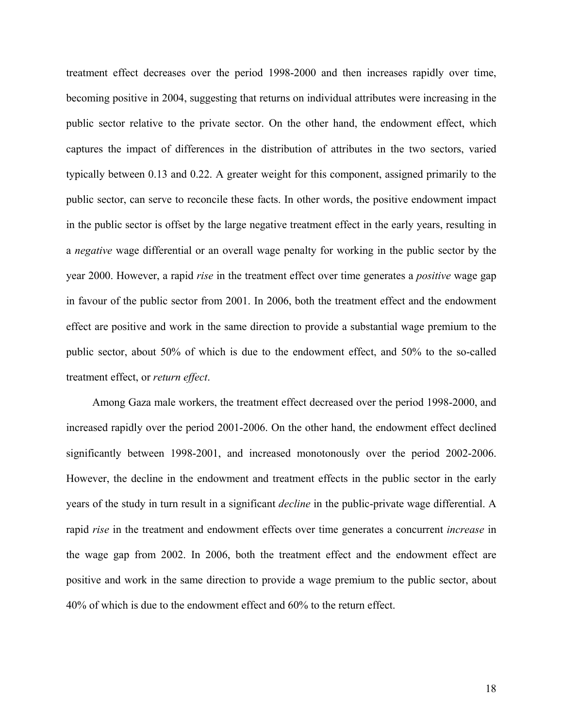treatment effect decreases over the period 1998-2000 and then increases rapidly over time, becoming positive in 2004, suggesting that returns on individual attributes were increasing in the public sector relative to the private sector. On the other hand, the endowment effect, which captures the impact of differences in the distribution of attributes in the two sectors, varied typically between 0.13 and 0.22. A greater weight for this component, assigned primarily to the public sector, can serve to reconcile these facts. In other words, the positive endowment impact in the public sector is offset by the large negative treatment effect in the early years, resulting in a *negative* wage differential or an overall wage penalty for working in the public sector by the year 2000. However, a rapid *rise* in the treatment effect over time generates a *positive* wage gap in favour of the public sector from 2001. In 2006, both the treatment effect and the endowment effect are positive and work in the same direction to provide a substantial wage premium to the public sector, about 50% of which is due to the endowment effect, and 50% to the so-called treatment effect, or *return effect*.

Among Gaza male workers, the treatment effect decreased over the period 1998-2000, and increased rapidly over the period 2001-2006. On the other hand, the endowment effect declined significantly between 1998-2001, and increased monotonously over the period 2002-2006. However, the decline in the endowment and treatment effects in the public sector in the early years of the study in turn result in a significant *decline* in the public-private wage differential. A rapid *rise* in the treatment and endowment effects over time generates a concurrent *increase* in the wage gap from 2002. In 2006, both the treatment effect and the endowment effect are positive and work in the same direction to provide a wage premium to the public sector, about 40% of which is due to the endowment effect and 60% to the return effect.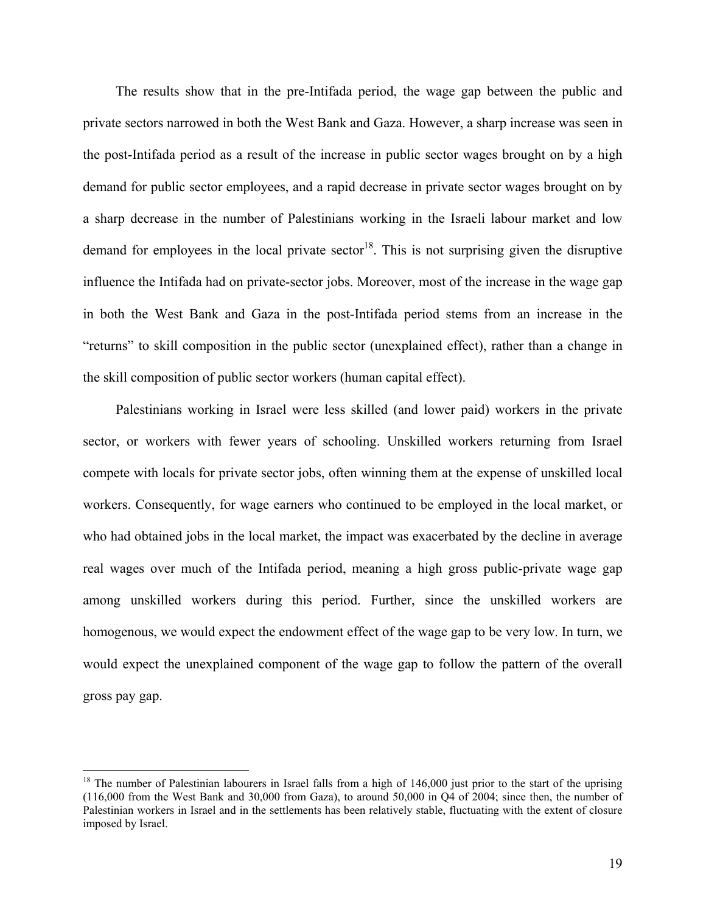The results show that in the pre-Intifada period, the wage gap between the public and private sectors narrowed in both the West Bank and Gaza. However, a sharp increase was seen in the post-Intifada period as a result of the increase in public sector wages brought on by a high demand for public sector employees, and a rapid decrease in private sector wages brought on by a sharp decrease in the number of Palestinians working in the Israeli labour market and low demand for employees in the local private sector[18]. This is not surprising given the disruptive influence the Intifada had on private-sector jobs. Moreover, most of the increase in the wage gap in both the West Bank and Gaza in the post-Intifada period stems from an increase in the "returns" to skill composition in the public sector (unexplained effect), rather than a change in the skill composition of public sector workers (human capital effect).

Palestinians working in Israel were less skilled (and lower paid) workers in the private sector, or workers with fewer years of schooling. Unskilled workers returning from Israel compete with locals for private sector jobs, often winning them at the expense of unskilled local workers. Consequently, for wage earners who continued to be employed in the local market, or who had obtained jobs in the local market, the impact was exacerbated by the decline in average real wages over much of the Intifada period, meaning a high gross public-private wage gap among unskilled workers during this period. Further, since the unskilled workers are homogenous, we would expect the endowment effect of the wage gap to be very low. In turn, we would expect the unexplained component of the wage gap to follow the pattern of the overall gross pay gap.

[18] The number of Palestinian labourers in Israel falls from a high of 146,000 just prior to the start of the uprising (116,000 from the West Bank and 30,000 from Gaza), to around 50,000 in Q4 of 2004; since then, the number of Palestinian workers in Israel and in the settlements has been relatively stable, fluctuating with the extent of closure imposed by Israel.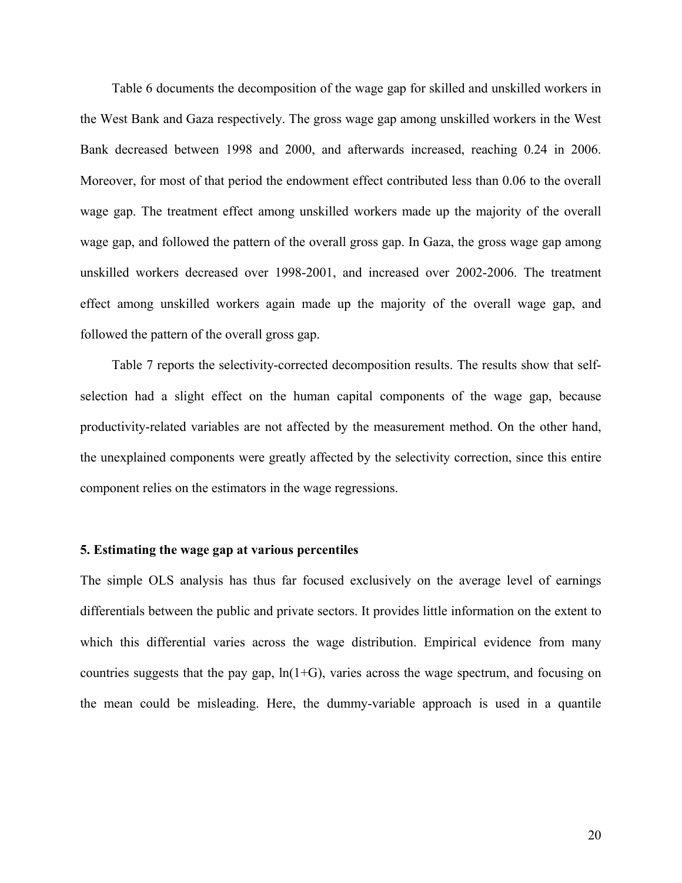Table 6 documents the decomposition of the wage gap for skilled and unskilled workers in the West Bank and Gaza respectively. The gross wage gap among unskilled workers in the West Bank decreased between 1998 and 2000, and afterwards increased, reaching 0.24 in 2006. Moreover, for most of that period the endowment effect contributed less than 0.06 to the overall wage gap. The treatment effect among unskilled workers made up the majority of the overall wage gap, and followed the pattern of the overall gross gap. In Gaza, the gross wage gap among unskilled workers decreased over 1998-2001, and increased over 2002-2006. The treatment effect among unskilled workers again made up the majority of the overall wage gap, and followed the pattern of the overall gross gap.

Table 7 reports the selectivity-corrected decomposition results. The results show that self-selection had a slight effect on the human capital components of the wage gap, because productivity-related variables are not affected by the measurement method. On the other hand, the unexplained components were greatly affected by the selectivity correction, since this entire component relies on the estimators in the wage regressions.

### 5. Estimating the wage gap at various percentiles

The simple OLS analysis has thus far focused exclusively on the average level of earnings differentials between the public and private sectors. It provides little information on the extent to which this differential varies across the wage distribution. Empirical evidence from many countries suggests that the pay gap, $\ln(1+G)$, varies across the wage spectrum, and focusing on the mean could be misleading. Here, the dummy-variable approach is used in a quantile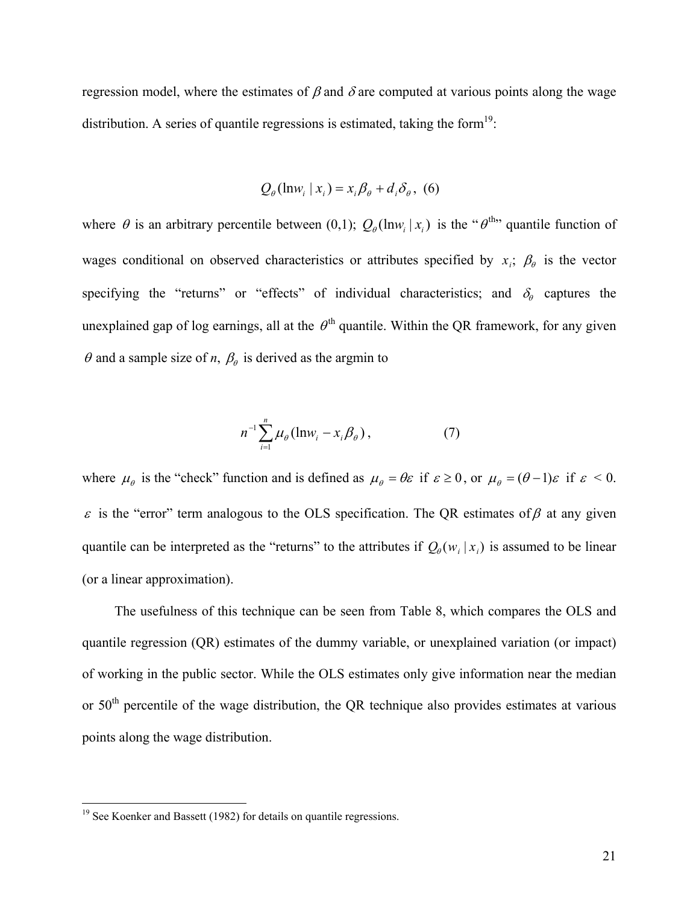regression model, where the estimates of $\beta$ and $\delta$ are computed at various points along the wage distribution. A series of quantile regressions is estimated, taking the form[19]:

$$Q_\theta(\ln w_i \mid x_i) = x_i\beta_\theta + d_i\delta_\theta, \quad (6)$$

where $\theta$ is an arbitrary percentile between (0,1); $Q_\theta(\ln w_i \mid x_i)$ is the "$\theta^{\text{th}}$" quantile function of wages conditional on observed characteristics or attributes specified by $x_i$; $\beta_\theta$ is the vector specifying the "returns" or "effects" of individual characteristics; and $\delta_\theta$ captures the unexplained gap of log earnings, all at the $\theta^{\text{th}}$ quantile. Within the QR framework, for any given $\theta$ and a sample size of *n*, $\beta_\theta$ is derived as the argmin to

$$n^{-1}\sum_{i=1}^{n}\mu_\theta(\ln w_i - x_i\beta_\theta), \quad (7)$$

where $\mu_\theta$ is the "check" function and is defined as $\mu_\theta = \theta\varepsilon$ if $\varepsilon \geq 0$, or $\mu_\theta = (\theta - 1)\varepsilon$ if $\varepsilon < 0$. $\varepsilon$ is the "error" term analogous to the OLS specification. The QR estimates of $\beta$ at any given quantile can be interpreted as the "returns" to the attributes if $Q_\theta(w_i \mid x_i)$ is assumed to be linear (or a linear approximation).

The usefulness of this technique can be seen from Table 8, which compares the OLS and quantile regression (QR) estimates of the dummy variable, or unexplained variation (or impact) of working in the public sector. While the OLS estimates only give information near the median or 50th percentile of the wage distribution, the QR technique also provides estimates at various points along the wage distribution.

[19] See Koenker and Bassett (1982) for details on quantile regressions.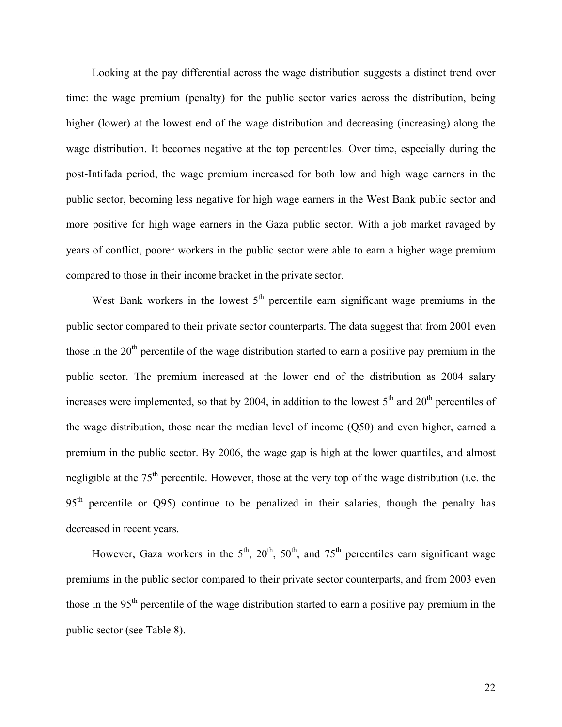Looking at the pay differential across the wage distribution suggests a distinct trend over time: the wage premium (penalty) for the public sector varies across the distribution, being higher (lower) at the lowest end of the wage distribution and decreasing (increasing) along the wage distribution. It becomes negative at the top percentiles. Over time, especially during the post-Intifada period, the wage premium increased for both low and high wage earners in the public sector, becoming less negative for high wage earners in the West Bank public sector and more positive for high wage earners in the Gaza public sector. With a job market ravaged by years of conflict, poorer workers in the public sector were able to earn a higher wage premium compared to those in their income bracket in the private sector.

West Bank workers in the lowest 5th percentile earn significant wage premiums in the public sector compared to their private sector counterparts. The data suggest that from 2001 even those in the 20th percentile of the wage distribution started to earn a positive pay premium in the public sector. The premium increased at the lower end of the distribution as 2004 salary increases were implemented, so that by 2004, in addition to the lowest 5th and 20th percentiles of the wage distribution, those near the median level of income (Q50) and even higher, earned a premium in the public sector. By 2006, the wage gap is high at the lower quantiles, and almost negligible at the 75th percentile. However, those at the very top of the wage distribution (i.e. the 95th percentile or Q95) continue to be penalized in their salaries, though the penalty has decreased in recent years.

However, Gaza workers in the 5th, 20th, 50th, and 75th percentiles earn significant wage premiums in the public sector compared to their private sector counterparts, and from 2003 even those in the 95th percentile of the wage distribution started to earn a positive pay premium in the public sector (see Table 8).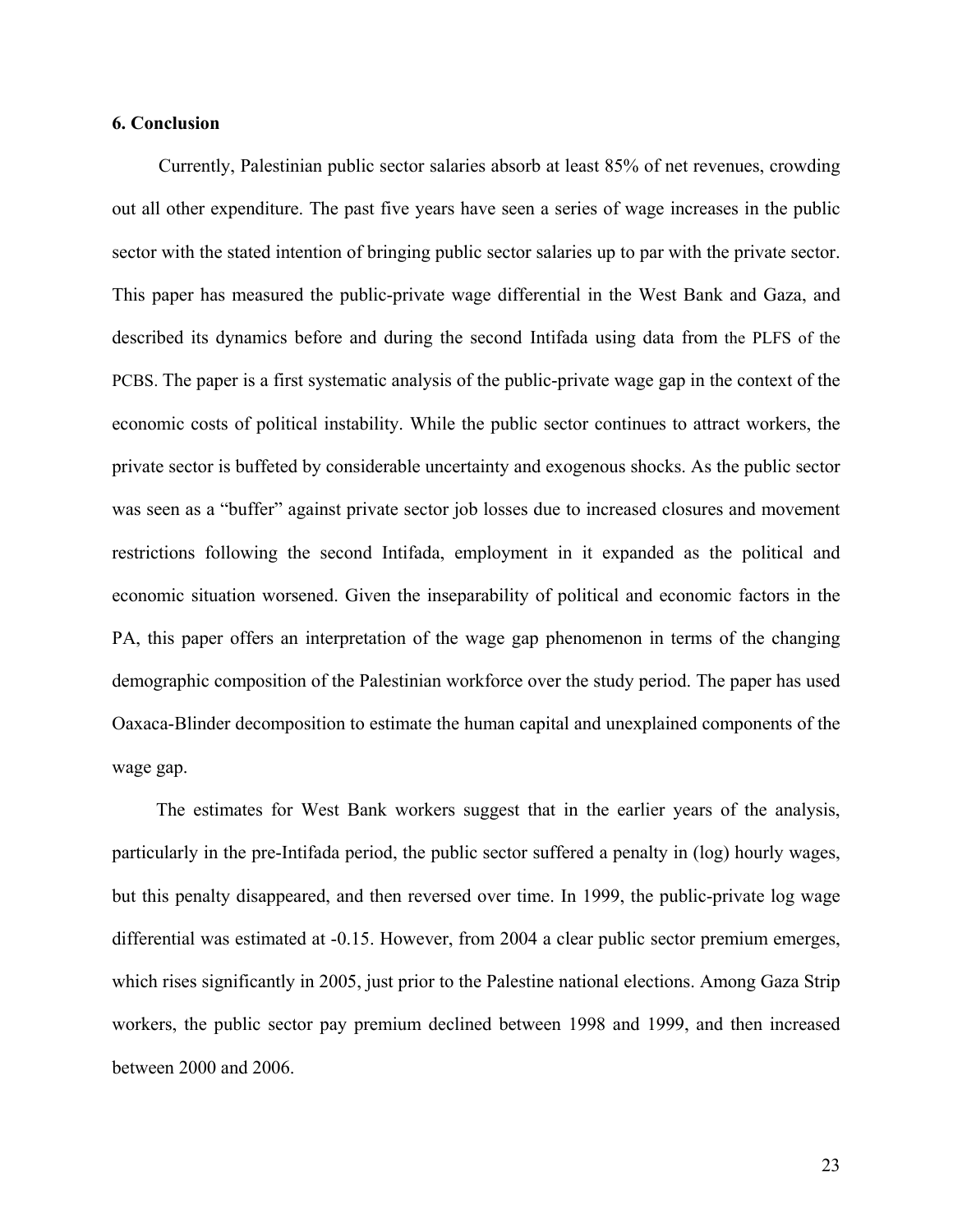## 6. Conclusion

Currently, Palestinian public sector salaries absorb at least 85% of net revenues, crowding out all other expenditure. The past five years have seen a series of wage increases in the public sector with the stated intention of bringing public sector salaries up to par with the private sector. This paper has measured the public-private wage differential in the West Bank and Gaza, and described its dynamics before and during the second Intifada using data from the PLFS of the PCBS. The paper is a first systematic analysis of the public-private wage gap in the context of the economic costs of political instability. While the public sector continues to attract workers, the private sector is buffeted by considerable uncertainty and exogenous shocks. As the public sector was seen as a "buffer" against private sector job losses due to increased closures and movement restrictions following the second Intifada, employment in it expanded as the political and economic situation worsened. Given the inseparability of political and economic factors in the PA, this paper offers an interpretation of the wage gap phenomenon in terms of the changing demographic composition of the Palestinian workforce over the study period. The paper has used Oaxaca-Blinder decomposition to estimate the human capital and unexplained components of the wage gap.

The estimates for West Bank workers suggest that in the earlier years of the analysis, particularly in the pre-Intifada period, the public sector suffered a penalty in (log) hourly wages, but this penalty disappeared, and then reversed over time. In 1999, the public-private log wage differential was estimated at -0.15. However, from 2004 a clear public sector premium emerges, which rises significantly in 2005, just prior to the Palestine national elections. Among Gaza Strip workers, the public sector pay premium declined between 1998 and 1999, and then increased between 2000 and 2006.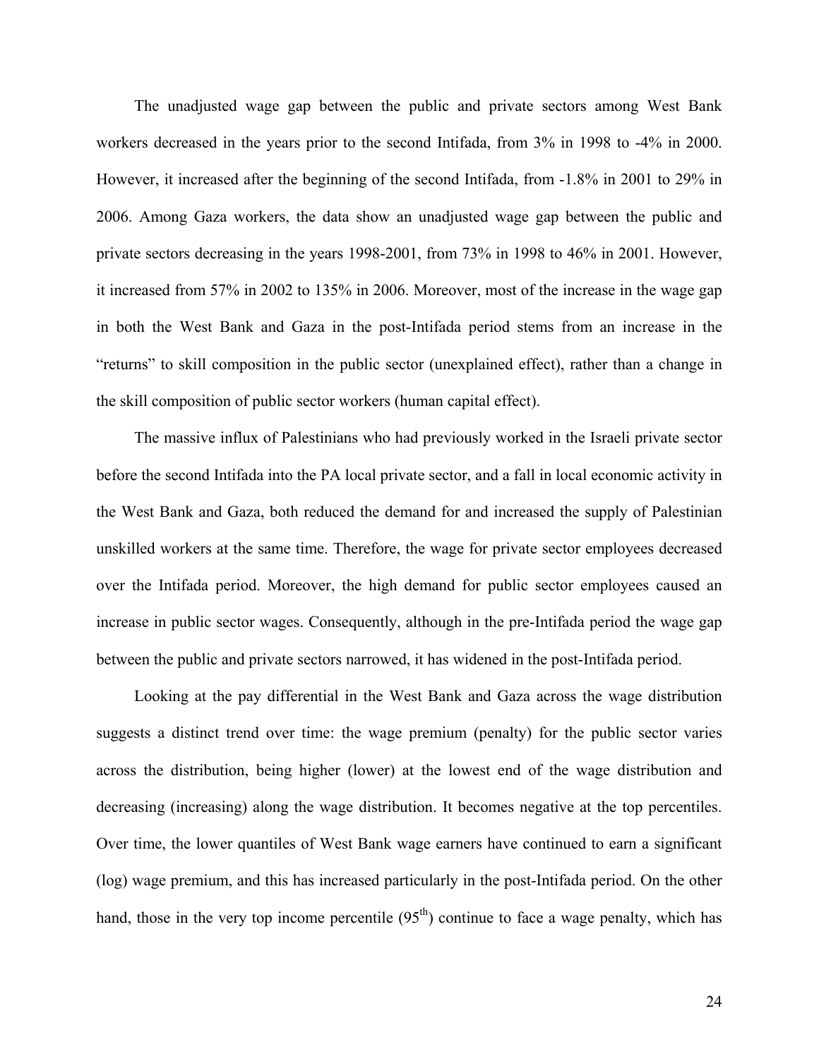The unadjusted wage gap between the public and private sectors among West Bank workers decreased in the years prior to the second Intifada, from 3% in 1998 to -4% in 2000. However, it increased after the beginning of the second Intifada, from -1.8% in 2001 to 29% in 2006. Among Gaza workers, the data show an unadjusted wage gap between the public and private sectors decreasing in the years 1998-2001, from 73% in 1998 to 46% in 2001. However, it increased from 57% in 2002 to 135% in 2006. Moreover, most of the increase in the wage gap in both the West Bank and Gaza in the post-Intifada period stems from an increase in the "returns" to skill composition in the public sector (unexplained effect), rather than a change in the skill composition of public sector workers (human capital effect).

The massive influx of Palestinians who had previously worked in the Israeli private sector before the second Intifada into the PA local private sector, and a fall in local economic activity in the West Bank and Gaza, both reduced the demand for and increased the supply of Palestinian unskilled workers at the same time. Therefore, the wage for private sector employees decreased over the Intifada period. Moreover, the high demand for public sector employees caused an increase in public sector wages. Consequently, although in the pre-Intifada period the wage gap between the public and private sectors narrowed, it has widened in the post-Intifada period.

Looking at the pay differential in the West Bank and Gaza across the wage distribution suggests a distinct trend over time: the wage premium (penalty) for the public sector varies across the distribution, being higher (lower) at the lowest end of the wage distribution and decreasing (increasing) along the wage distribution. It becomes negative at the top percentiles. Over time, the lower quantiles of West Bank wage earners have continued to earn a significant (log) wage premium, and this has increased particularly in the post-Intifada period. On the other hand, those in the very top income percentile (95$^{th}$) continue to face a wage penalty, which has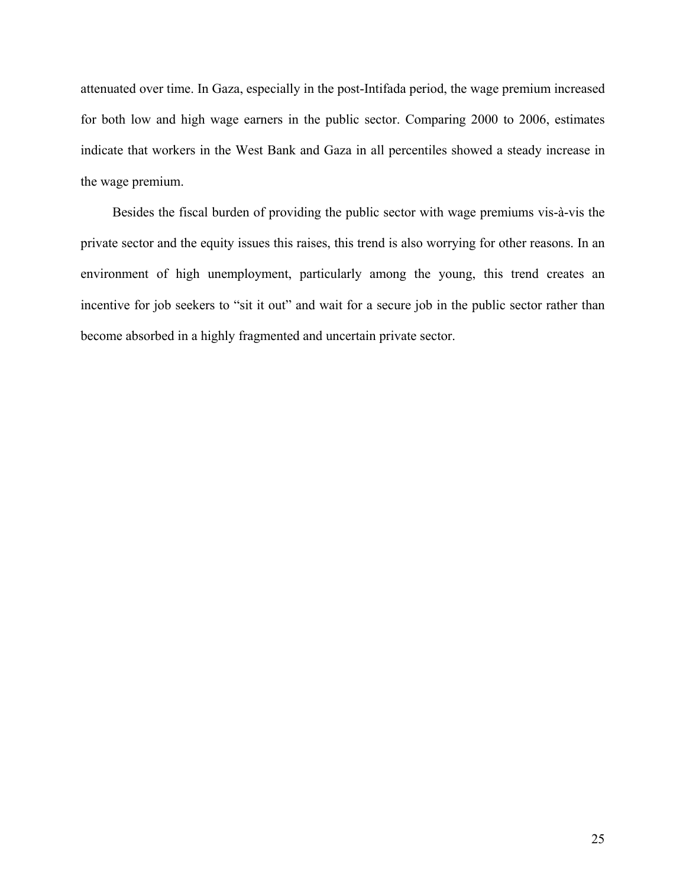attenuated over time. In Gaza, especially in the post-Intifada period, the wage premium increased for both low and high wage earners in the public sector. Comparing 2000 to 2006, estimates indicate that workers in the West Bank and Gaza in all percentiles showed a steady increase in the wage premium.

Besides the fiscal burden of providing the public sector with wage premiums vis-à-vis the private sector and the equity issues this raises, this trend is also worrying for other reasons. In an environment of high unemployment, particularly among the young, this trend creates an incentive for job seekers to "sit it out" and wait for a secure job in the public sector rather than become absorbed in a highly fragmented and uncertain private sector.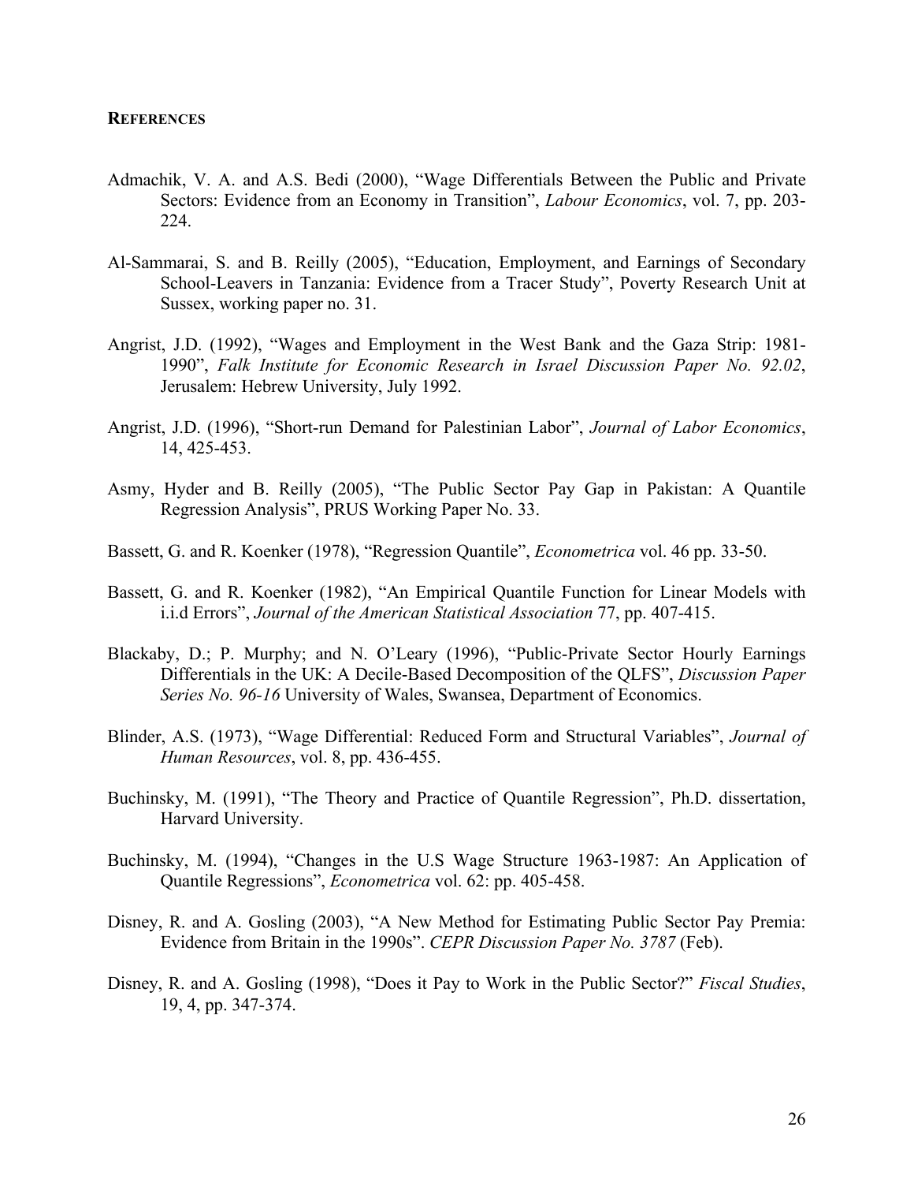**REFERENCES**

Admachik, V. A. and A.S. Bedi (2000), "Wage Differentials Between the Public and Private Sectors: Evidence from an Economy in Transition", *Labour Economics*, vol. 7, pp. 203-224.

Al-Sammarai, S. and B. Reilly (2005), "Education, Employment, and Earnings of Secondary School-Leavers in Tanzania: Evidence from a Tracer Study", Poverty Research Unit at Sussex, working paper no. 31.

Angrist, J.D. (1992), "Wages and Employment in the West Bank and the Gaza Strip: 1981-1990", *Falk Institute for Economic Research in Israel Discussion Paper No. 92.02*, Jerusalem: Hebrew University, July 1992.

Angrist, J.D. (1996), "Short-run Demand for Palestinian Labor", *Journal of Labor Economics*, 14, 425-453.

Asmy, Hyder and B. Reilly (2005), "The Public Sector Pay Gap in Pakistan: A Quantile Regression Analysis", PRUS Working Paper No. 33.

Bassett, G. and R. Koenker (1978), "Regression Quantile", *Econometrica* vol. 46 pp. 33-50.

Bassett, G. and R. Koenker (1982), "An Empirical Quantile Function for Linear Models with i.i.d Errors", *Journal of the American Statistical Association* 77, pp. 407-415.

Blackaby, D.; P. Murphy; and N. O'Leary (1996), "Public-Private Sector Hourly Earnings Differentials in the UK: A Decile-Based Decomposition of the QLFS", *Discussion Paper Series No. 96-16* University of Wales, Swansea, Department of Economics.

Blinder, A.S. (1973), "Wage Differential: Reduced Form and Structural Variables", *Journal of Human Resources*, vol. 8, pp. 436-455.

Buchinsky, M. (1991), "The Theory and Practice of Quantile Regression", Ph.D. dissertation, Harvard University.

Buchinsky, M. (1994), "Changes in the U.S Wage Structure 1963-1987: An Application of Quantile Regressions", *Econometrica* vol. 62: pp. 405-458.

Disney, R. and A. Gosling (2003), "A New Method for Estimating Public Sector Pay Premia: Evidence from Britain in the 1990s". *CEPR Discussion Paper No. 3787* (Feb).

Disney, R. and A. Gosling (1998), "Does it Pay to Work in the Public Sector?" *Fiscal Studies*, 19, 4, pp. 347-374.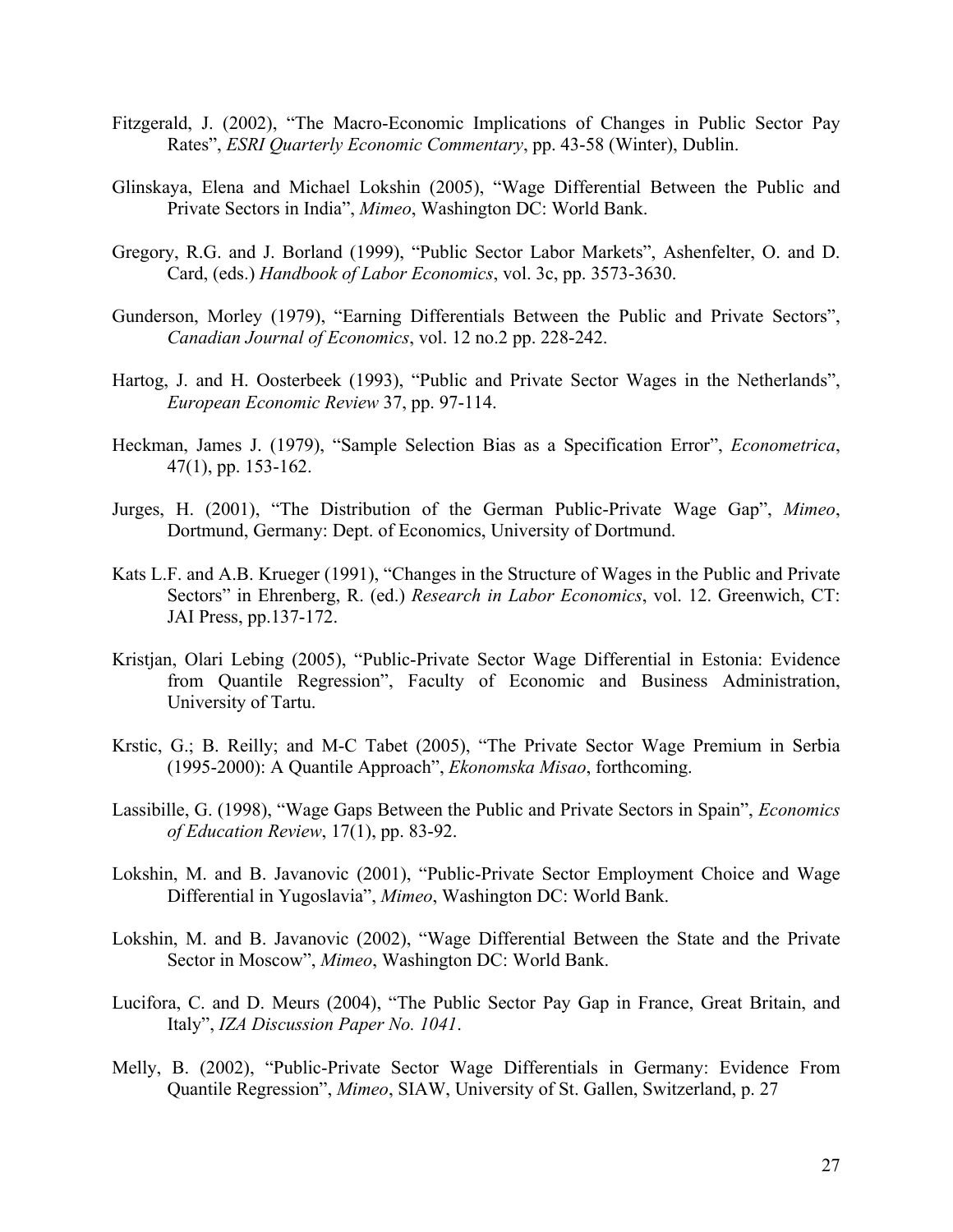Fitzgerald, J. (2002), "The Macro-Economic Implications of Changes in Public Sector Pay Rates", *ESRI Quarterly Economic Commentary*, pp. 43-58 (Winter), Dublin.

Glinskaya, Elena and Michael Lokshin (2005), "Wage Differential Between the Public and Private Sectors in India", *Mimeo*, Washington DC: World Bank.

Gregory, R.G. and J. Borland (1999), "Public Sector Labor Markets", Ashenfelter, O. and D. Card, (eds.) *Handbook of Labor Economics*, vol. 3c, pp. 3573-3630.

Gunderson, Morley (1979), "Earning Differentials Between the Public and Private Sectors", *Canadian Journal of Economics*, vol. 12 no.2 pp. 228-242.

Hartog, J. and H. Oosterbeek (1993), "Public and Private Sector Wages in the Netherlands", *European Economic Review* 37, pp. 97-114.

Heckman, James J. (1979), "Sample Selection Bias as a Specification Error", *Econometrica*, 47(1), pp. 153-162.

Jurges, H. (2001), "The Distribution of the German Public-Private Wage Gap", *Mimeo*, Dortmund, Germany: Dept. of Economics, University of Dortmund.

Kats L.F. and A.B. Krueger (1991), "Changes in the Structure of Wages in the Public and Private Sectors" in Ehrenberg, R. (ed.) *Research in Labor Economics*, vol. 12. Greenwich, CT: JAI Press, pp.137-172.

Kristjan, Olari Lebing (2005), "Public-Private Sector Wage Differential in Estonia: Evidence from Quantile Regression", Faculty of Economic and Business Administration, University of Tartu.

Krstic, G.; B. Reilly; and M-C Tabet (2005), "The Private Sector Wage Premium in Serbia (1995-2000): A Quantile Approach", *Ekonomska Misao*, forthcoming.

Lassibille, G. (1998), "Wage Gaps Between the Public and Private Sectors in Spain", *Economics of Education Review*, 17(1), pp. 83-92.

Lokshin, M. and B. Javanovic (2001), "Public-Private Sector Employment Choice and Wage Differential in Yugoslavia", *Mimeo*, Washington DC: World Bank.

Lokshin, M. and B. Javanovic (2002), "Wage Differential Between the State and the Private Sector in Moscow", *Mimeo*, Washington DC: World Bank.

Lucifora, C. and D. Meurs (2004), "The Public Sector Pay Gap in France, Great Britain, and Italy", *IZA Discussion Paper No. 1041*.

Melly, B. (2002), "Public-Private Sector Wage Differentials in Germany: Evidence From Quantile Regression", *Mimeo*, SIAW, University of St. Gallen, Switzerland, p. 27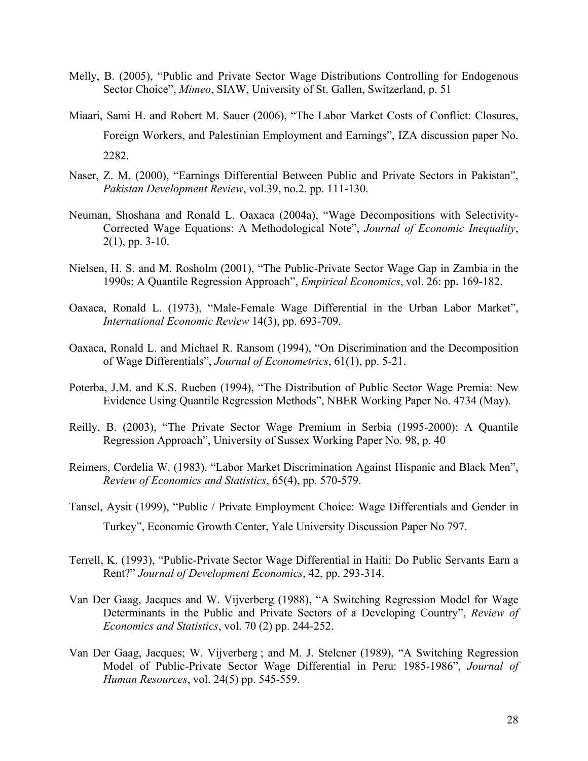Melly, B. (2005), "Public and Private Sector Wage Distributions Controlling for Endogenous Sector Choice", *Mimeo*, SIAW, University of St. Gallen, Switzerland, p. 51

Miaari, Sami H. and Robert M. Sauer (2006), "The Labor Market Costs of Conflict: Closures, Foreign Workers, and Palestinian Employment and Earnings", IZA discussion paper No. 2282.

Naser, Z. M. (2000), "Earnings Differential Between Public and Private Sectors in Pakistan", *Pakistan Development Review*, vol.39, no.2. pp. 111-130.

Neuman, Shoshana and Ronald L. Oaxaca (2004a), "Wage Decompositions with Selectivity-Corrected Wage Equations: A Methodological Note", *Journal of Economic Inequality*, 2(1), pp. 3-10.

Nielsen, H. S. and M. Rosholm (2001), "The Public-Private Sector Wage Gap in Zambia in the 1990s: A Quantile Regression Approach", *Empirical Economics*, vol. 26: pp. 169-182.

Oaxaca, Ronald L. (1973), "Male-Female Wage Differential in the Urban Labor Market", *International Economic Review* 14(3), pp. 693-709.

Oaxaca, Ronald L. and Michael R. Ransom (1994), "On Discrimination and the Decomposition of Wage Differentials", *Journal of Econometrics*, 61(1), pp. 5-21.

Poterba, J.M. and K.S. Rueben (1994), "The Distribution of Public Sector Wage Premia: New Evidence Using Quantile Regression Methods", NBER Working Paper No. 4734 (May).

Reilly, B. (2003), "The Private Sector Wage Premium in Serbia (1995-2000): A Quantile Regression Approach", University of Sussex Working Paper No. 98, p. 40

Reimers, Cordelia W. (1983). "Labor Market Discrimination Against Hispanic and Black Men", *Review of Economics and Statistics*, 65(4), pp. 570-579.

Tansel, Aysit (1999), "Public / Private Employment Choice: Wage Differentials and Gender in Turkey", Economic Growth Center, Yale University Discussion Paper No 797.

Terrell, K. (1993), "Public-Private Sector Wage Differential in Haiti: Do Public Servants Earn a Rent?" *Journal of Development Economics*, 42, pp. 293-314.

Van Der Gaag, Jacques and W. Vijverberg (1988), "A Switching Regression Model for Wage Determinants in the Public and Private Sectors of a Developing Country", *Review of Economics and Statistics*, vol. 70 (2) pp. 244-252.

Van Der Gaag, Jacques; W. Vijverberg ; and M. J. Stelcner (1989), "A Switching Regression Model of Public-Private Sector Wage Differential in Peru: 1985-1986", *Journal of Human Resources*, vol. 24(5) pp. 545-559.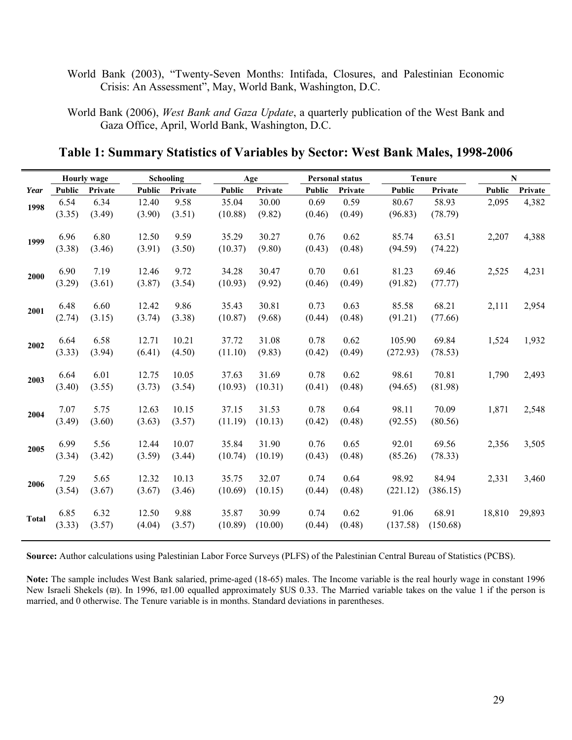World Bank (2003), "Twenty-Seven Months: Intifada, Closures, and Palestinian Economic Crisis: An Assessment", May, World Bank, Washington, D.C.

World Bank (2006), *West Bank and Gaza Update*, a quarterly publication of the West Bank and Gaza Office, April, World Bank, Washington, D.C.

## Table 1: Summary Statistics of Variables by Sector: West Bank Males, 1998-2006

| | Hourly wage | | Schooling | | Age | | Personal status | | Tenure | | N | |
|---|---|---|---|---|---|---|---|---|---|---|---|---|
| *Year* | Public | Private | Public | Private | Public | Private | Public | Private | Public | Private | Public | Private |
| **1998** | 6.54 | 6.34 | 12.40 | 9.58 | 35.04 | 30.00 | 0.69 | 0.59 | 80.67 | 58.93 | 2,095 | 4,382 |
| | (3.35) | (3.49) | (3.90) | (3.51) | (10.88) | (9.82) | (0.46) | (0.49) | (96.83) | (78.79) | | |
| **1999** | 6.96 | 6.80 | 12.50 | 9.59 | 35.29 | 30.27 | 0.76 | 0.62 | 85.74 | 63.51 | 2,207 | 4,388 |
| | (3.38) | (3.46) | (3.91) | (3.50) | (10.37) | (9.80) | (0.43) | (0.48) | (94.59) | (74.22) | | |
| **2000** | 6.90 | 7.19 | 12.46 | 9.72 | 34.28 | 30.47 | 0.70 | 0.61 | 81.23 | 69.46 | 2,525 | 4,231 |
| | (3.29) | (3.61) | (3.87) | (3.54) | (10.93) | (9.92) | (0.46) | (0.49) | (91.82) | (77.77) | | |
| **2001** | 6.48 | 6.60 | 12.42 | 9.86 | 35.43 | 30.81 | 0.73 | 0.63 | 85.58 | 68.21 | 2,111 | 2,954 |
| | (2.74) | (3.15) | (3.74) | (3.38) | (10.87) | (9.68) | (0.44) | (0.48) | (91.21) | (77.66) | | |
| **2002** | 6.64 | 6.58 | 12.71 | 10.21 | 37.72 | 31.08 | 0.78 | 0.62 | 105.90 | 69.84 | 1,524 | 1,932 |
| | (3.33) | (3.94) | (6.41) | (4.50) | (11.10) | (9.83) | (0.42) | (0.49) | (272.93) | (78.53) | | |
| **2003** | 6.64 | 6.01 | 12.75 | 10.05 | 37.63 | 31.69 | 0.78 | 0.62 | 98.61 | 70.81 | 1,790 | 2,493 |
| | (3.40) | (3.55) | (3.73) | (3.54) | (10.93) | (10.31) | (0.41) | (0.48) | (94.65) | (81.98) | | |
| **2004** | 7.07 | 5.75 | 12.63 | 10.15 | 37.15 | 31.53 | 0.78 | 0.64 | 98.11 | 70.09 | 1,871 | 2,548 |
| | (3.49) | (3.60) | (3.63) | (3.57) | (11.19) | (10.13) | (0.42) | (0.48) | (92.55) | (80.56) | | |
| **2005** | 6.99 | 5.56 | 12.44 | 10.07 | 35.84 | 31.90 | 0.76 | 0.65 | 92.01 | 69.56 | 2,356 | 3,505 |
| | (3.34) | (3.42) | (3.59) | (3.44) | (10.74) | (10.19) | (0.43) | (0.48) | (85.26) | (78.33) | | |
| **2006** | 7.29 | 5.65 | 12.32 | 10.13 | 35.75 | 32.07 | 0.74 | 0.64 | 98.92 | 84.94 | 2,331 | 3,460 |
| | (3.54) | (3.67) | (3.67) | (3.46) | (10.69) | (10.15) | (0.44) | (0.48) | (221.12) | (386.15) | | |
| **Total** | 6.85 | 6.32 | 12.50 | 9.88 | 35.87 | 30.99 | 0.74 | 0.62 | 91.06 | 68.91 | 18,810 | 29,893 |
| | (3.33) | (3.57) | (4.04) | (3.57) | (10.89) | (10.00) | (0.44) | (0.48) | (137.58) | (150.68) | | |

**Source:** Author calculations using Palestinian Labor Force Surveys (PLFS) of the Palestinian Central Bureau of Statistics (PCBS).

**Note:** The sample includes West Bank salaried, prime-aged (18-65) males. The Income variable is the real hourly wage in constant 1996 New Israeli Shekels (₪). In 1996, ₪1.00 equalled approximately $US 0.33. The Married variable takes on the value 1 if the person is married, and 0 otherwise. The Tenure variable is in months. Standard deviations in parentheses.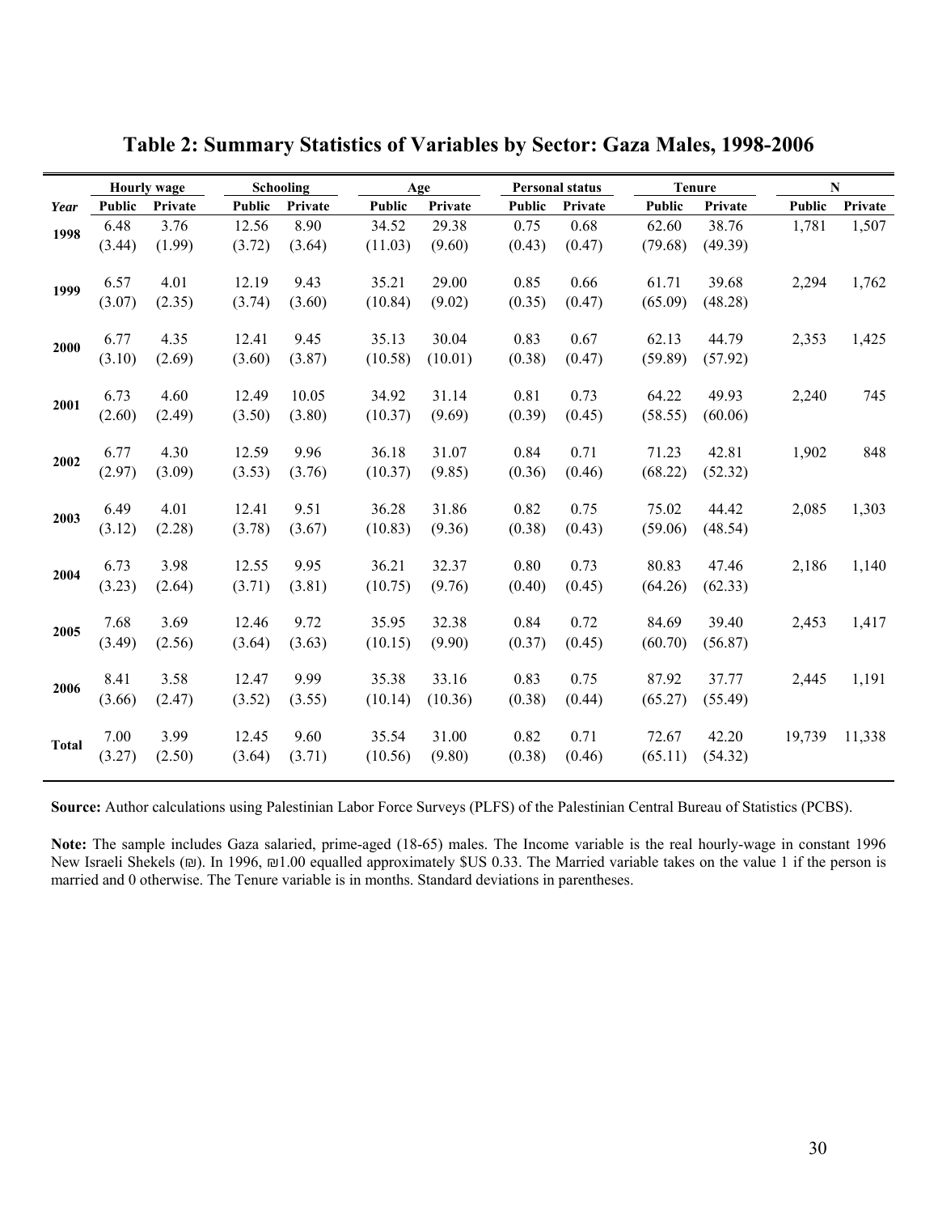## Table 2: Summary Statistics of Variables by Sector: Gaza Males, 1998-2006

| | Hourly wage | | Schooling | | Age | | Personal status | | Tenure | | N | |
|---|---|---|---|---|---|---|---|---|---|---|---|---|
| *Year* | **Public** | **Private** | **Public** | **Private** | **Public** | **Private** | **Public** | **Private** | **Public** | **Private** | **Public** | **Private** |
| **1998** | 6.48 | 3.76 | 12.56 | 8.90 | 34.52 | 29.38 | 0.75 | 0.68 | 62.60 | 38.76 | 1,781 | 1,507 |
| | (3.44) | (1.99) | (3.72) | (3.64) | (11.03) | (9.60) | (0.43) | (0.47) | (79.68) | (49.39) | | |
| **1999** | 6.57 | 4.01 | 12.19 | 9.43 | 35.21 | 29.00 | 0.85 | 0.66 | 61.71 | 39.68 | 2,294 | 1,762 |
| | (3.07) | (2.35) | (3.74) | (3.60) | (10.84) | (9.02) | (0.35) | (0.47) | (65.09) | (48.28) | | |
| **2000** | 6.77 | 4.35 | 12.41 | 9.45 | 35.13 | 30.04 | 0.83 | 0.67 | 62.13 | 44.79 | 2,353 | 1,425 |
| | (3.10) | (2.69) | (3.60) | (3.87) | (10.58) | (10.01) | (0.38) | (0.47) | (59.89) | (57.92) | | |
| **2001** | 6.73 | 4.60 | 12.49 | 10.05 | 34.92 | 31.14 | 0.81 | 0.73 | 64.22 | 49.93 | 2,240 | 745 |
| | (2.60) | (2.49) | (3.50) | (3.80) | (10.37) | (9.69) | (0.39) | (0.45) | (58.55) | (60.06) | | |
| **2002** | 6.77 | 4.30 | 12.59 | 9.96 | 36.18 | 31.07 | 0.84 | 0.71 | 71.23 | 42.81 | 1,902 | 848 |
| | (2.97) | (3.09) | (3.53) | (3.76) | (10.37) | (9.85) | (0.36) | (0.46) | (68.22) | (52.32) | | |
| **2003** | 6.49 | 4.01 | 12.41 | 9.51 | 36.28 | 31.86 | 0.82 | 0.75 | 75.02 | 44.42 | 2,085 | 1,303 |
| | (3.12) | (2.28) | (3.78) | (3.67) | (10.83) | (9.36) | (0.38) | (0.43) | (59.06) | (48.54) | | |
| **2004** | 6.73 | 3.98 | 12.55 | 9.95 | 36.21 | 32.37 | 0.80 | 0.73 | 80.83 | 47.46 | 2,186 | 1,140 |
| | (3.23) | (2.64) | (3.71) | (3.81) | (10.75) | (9.76) | (0.40) | (0.45) | (64.26) | (62.33) | | |
| **2005** | 7.68 | 3.69 | 12.46 | 9.72 | 35.95 | 32.38 | 0.84 | 0.72 | 84.69 | 39.40 | 2,453 | 1,417 |
| | (3.49) | (2.56) | (3.64) | (3.63) | (10.15) | (9.90) | (0.37) | (0.45) | (60.70) | (56.87) | | |
| **2006** | 8.41 | 3.58 | 12.47 | 9.99 | 35.38 | 33.16 | 0.83 | 0.75 | 87.92 | 37.77 | 2,445 | 1,191 |
| | (3.66) | (2.47) | (3.52) | (3.55) | (10.14) | (10.36) | (0.38) | (0.44) | (65.27) | (55.49) | | |
| **Total** | 7.00 | 3.99 | 12.45 | 9.60 | 35.54 | 31.00 | 0.82 | 0.71 | 72.67 | 42.20 | 19,739 | 11,338 |
| | (3.27) | (2.50) | (3.64) | (3.71) | (10.56) | (9.80) | (0.38) | (0.46) | (65.11) | (54.32) | | |

**Source:** Author calculations using Palestinian Labor Force Surveys (PLFS) of the Palestinian Central Bureau of Statistics (PCBS).

**Note:** The sample includes Gaza salaried, prime-aged (18-65) males. The Income variable is the real hourly-wage in constant 1996 New Israeli Shekels (₪). In 1996, ₪1.00 equalled approximately $US 0.33. The Married variable takes on the value 1 if the person is married and 0 otherwise. The Tenure variable is in months. Standard deviations in parentheses.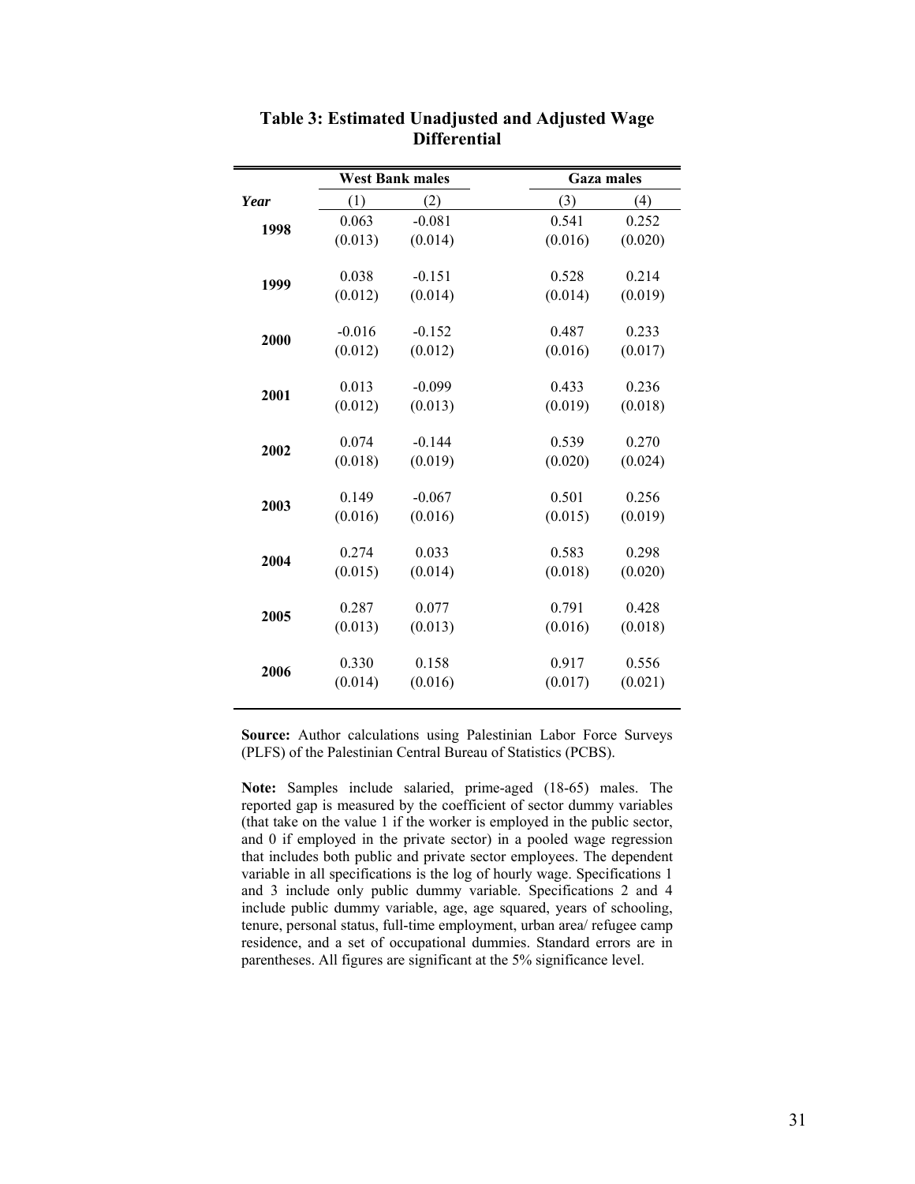**Table 3: Estimated Unadjusted and Adjusted Wage Differential**

| | West Bank males | | Gaza males | |
|---|---|---|---|---|
| *Year* | (1) | (2) | (3) | (4) |
| **1998** | 0.063 | -0.081 | 0.541 | 0.252 |
| | (0.013) | (0.014) | (0.016) | (0.020) |
| **1999** | 0.038 | -0.151 | 0.528 | 0.214 |
| | (0.012) | (0.014) | (0.014) | (0.019) |
| **2000** | -0.016 | -0.152 | 0.487 | 0.233 |
| | (0.012) | (0.012) | (0.016) | (0.017) |
| **2001** | 0.013 | -0.099 | 0.433 | 0.236 |
| | (0.012) | (0.013) | (0.019) | (0.018) |
| **2002** | 0.074 | -0.144 | 0.539 | 0.270 |
| | (0.018) | (0.019) | (0.020) | (0.024) |
| **2003** | 0.149 | -0.067 | 0.501 | 0.256 |
| | (0.016) | (0.016) | (0.015) | (0.019) |
| **2004** | 0.274 | 0.033 | 0.583 | 0.298 |
| | (0.015) | (0.014) | (0.018) | (0.020) |
| **2005** | 0.287 | 0.077 | 0.791 | 0.428 |
| | (0.013) | (0.013) | (0.016) | (0.018) |
| **2006** | 0.330 | 0.158 | 0.917 | 0.556 |
| | (0.014) | (0.016) | (0.017) | (0.021) |

**Source:** Author calculations using Palestinian Labor Force Surveys (PLFS) of the Palestinian Central Bureau of Statistics (PCBS).

**Note:** Samples include salaried, prime-aged (18-65) males. The reported gap is measured by the coefficient of sector dummy variables (that take on the value 1 if the worker is employed in the public sector, and 0 if employed in the private sector) in a pooled wage regression that includes both public and private sector employees. The dependent variable in all specifications is the log of hourly wage. Specifications 1 and 3 include only public dummy variable. Specifications 2 and 4 include public dummy variable, age, age squared, years of schooling, tenure, personal status, full-time employment, urban area/ refugee camp residence, and a set of occupational dummies. Standard errors are in parentheses. All figures are significant at the 5% significance level.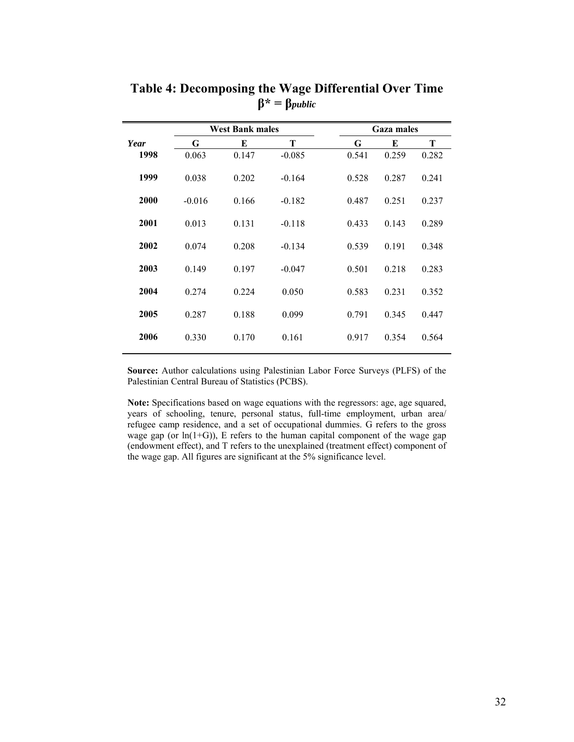# Table 4: Decomposing the Wage Differential Over Time

## $\beta^* = \beta_{public}$

| | West Bank males | | | Gaza males | | |
|---|---|---|---|---|---|---|
| *Year* | G | E | T | G | E | T |
| **1998** | 0.063 | 0.147 | -0.085 | 0.541 | 0.259 | 0.282 |
| **1999** | 0.038 | 0.202 | -0.164 | 0.528 | 0.287 | 0.241 |
| **2000** | -0.016 | 0.166 | -0.182 | 0.487 | 0.251 | 0.237 |
| **2001** | 0.013 | 0.131 | -0.118 | 0.433 | 0.143 | 0.289 |
| **2002** | 0.074 | 0.208 | -0.134 | 0.539 | 0.191 | 0.348 |
| **2003** | 0.149 | 0.197 | -0.047 | 0.501 | 0.218 | 0.283 |
| **2004** | 0.274 | 0.224 | 0.050 | 0.583 | 0.231 | 0.352 |
| **2005** | 0.287 | 0.188 | 0.099 | 0.791 | 0.345 | 0.447 |
| **2006** | 0.330 | 0.170 | 0.161 | 0.917 | 0.354 | 0.564 |

**Source:** Author calculations using Palestinian Labor Force Surveys (PLFS) of the Palestinian Central Bureau of Statistics (PCBS).

**Note:** Specifications based on wage equations with the regressors: age, age squared, years of schooling, tenure, personal status, full-time employment, urban area/ refugee camp residence, and a set of occupational dummies. G refers to the gross wage gap (or $\ln(1+G)$), E refers to the human capital component of the wage gap (endowment effect), and T refers to the unexplained (treatment effect) component of the wage gap. All figures are significant at the 5% significance level.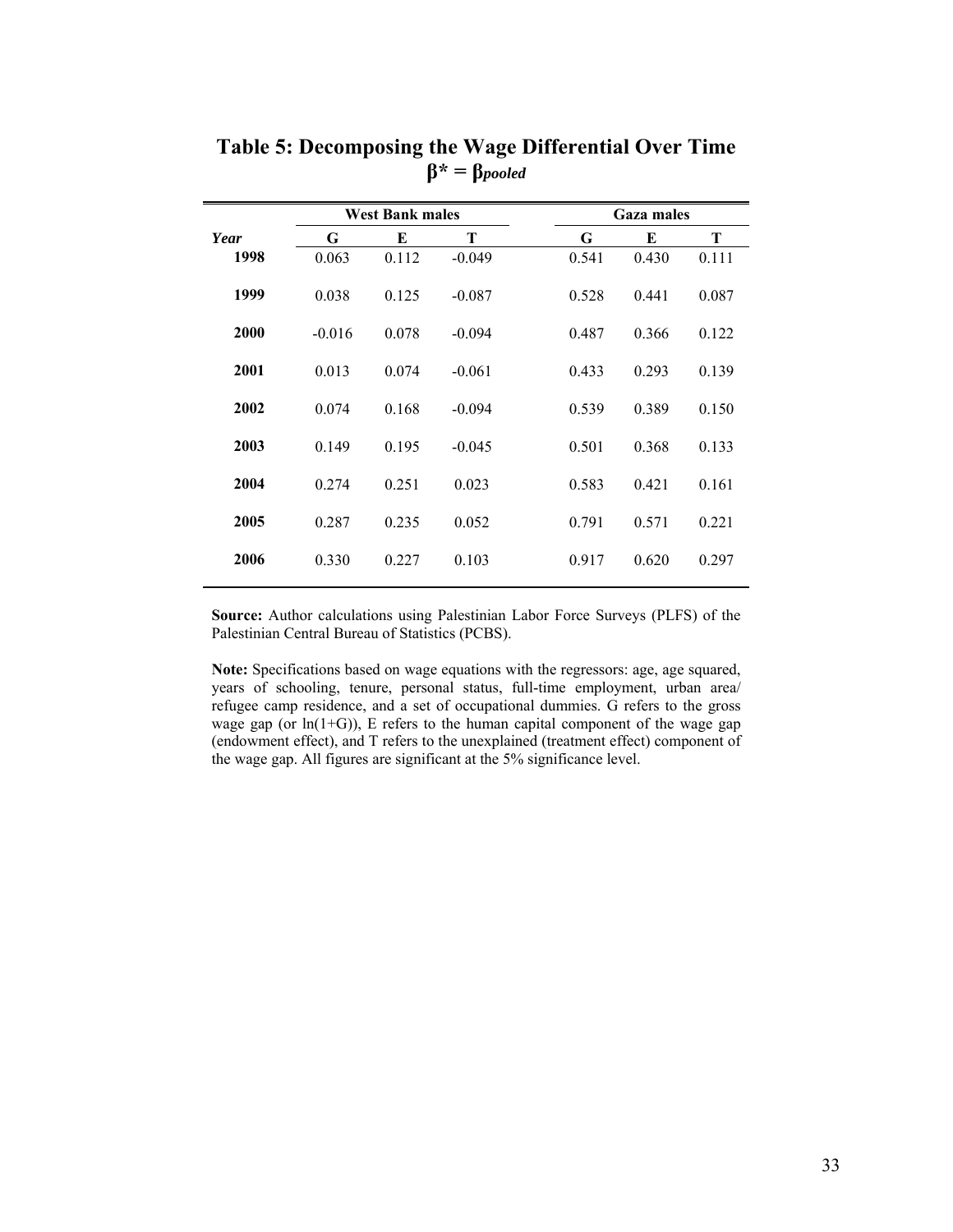# Table 5: Decomposing the Wage Differential Over Time

## $\beta^* = \beta_{pooled}$

| | West Bank males | | | Gaza males | | |
|---|---|---|---|---|---|---|
| *Year* | G | E | T | G | E | T |
| **1998** | 0.063 | 0.112 | -0.049 | 0.541 | 0.430 | 0.111 |
| **1999** | 0.038 | 0.125 | -0.087 | 0.528 | 0.441 | 0.087 |
| **2000** | -0.016 | 0.078 | -0.094 | 0.487 | 0.366 | 0.122 |
| **2001** | 0.013 | 0.074 | -0.061 | 0.433 | 0.293 | 0.139 |
| **2002** | 0.074 | 0.168 | -0.094 | 0.539 | 0.389 | 0.150 |
| **2003** | 0.149 | 0.195 | -0.045 | 0.501 | 0.368 | 0.133 |
| **2004** | 0.274 | 0.251 | 0.023 | 0.583 | 0.421 | 0.161 |
| **2005** | 0.287 | 0.235 | 0.052 | 0.791 | 0.571 | 0.221 |
| **2006** | 0.330 | 0.227 | 0.103 | 0.917 | 0.620 | 0.297 |

**Source:** Author calculations using Palestinian Labor Force Surveys (PLFS) of the Palestinian Central Bureau of Statistics (PCBS).

**Note:** Specifications based on wage equations with the regressors: age, age squared, years of schooling, tenure, personal status, full-time employment, urban area/ refugee camp residence, and a set of occupational dummies. G refers to the gross wage gap (or $\ln(1+G)$), E refers to the human capital component of the wage gap (endowment effect), and T refers to the unexplained (treatment effect) component of the wage gap. All figures are significant at the 5% significance level.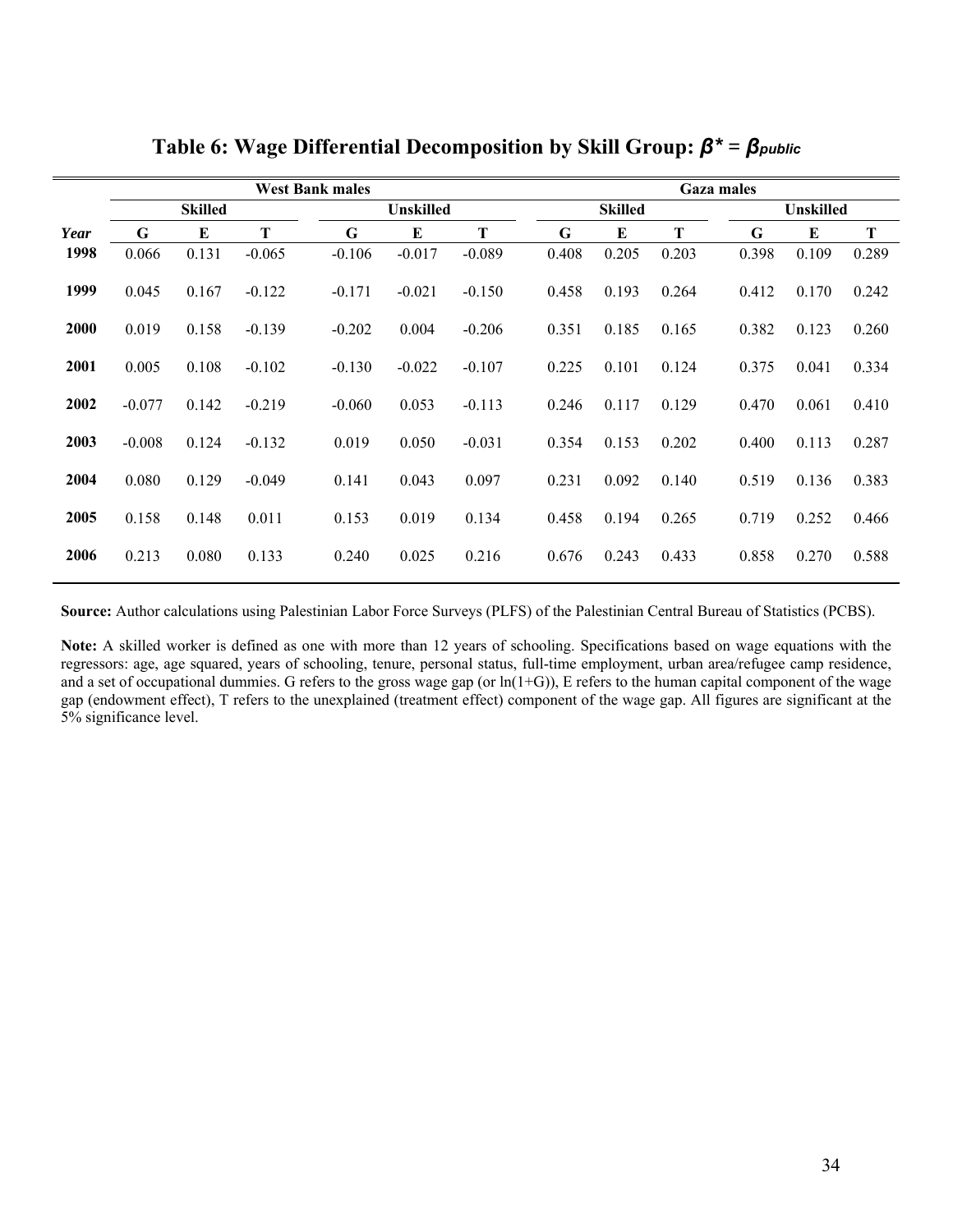## Table 6: Wage Differential Decomposition by Skill Group: $\beta^* = \beta_{public}$

| | West Bank males | | | | | | Gaza males | | | | | |
|---|---|---|---|---|---|---|---|---|---|---|---|---|
| | Skilled | | | Unskilled | | | Skilled | | | Unskilled | | |
| *Year* | G | E | T | G | E | T | G | E | T | G | E | T |
| **1998** | 0.066 | 0.131 | -0.065 | -0.106 | -0.017 | -0.089 | 0.408 | 0.205 | 0.203 | 0.398 | 0.109 | 0.289 |
| **1999** | 0.045 | 0.167 | -0.122 | -0.171 | -0.021 | -0.150 | 0.458 | 0.193 | 0.264 | 0.412 | 0.170 | 0.242 |
| **2000** | 0.019 | 0.158 | -0.139 | -0.202 | 0.004 | -0.206 | 0.351 | 0.185 | 0.165 | 0.382 | 0.123 | 0.260 |
| **2001** | 0.005 | 0.108 | -0.102 | -0.130 | -0.022 | -0.107 | 0.225 | 0.101 | 0.124 | 0.375 | 0.041 | 0.334 |
| **2002** | -0.077 | 0.142 | -0.219 | -0.060 | 0.053 | -0.113 | 0.246 | 0.117 | 0.129 | 0.470 | 0.061 | 0.410 |
| **2003** | -0.008 | 0.124 | -0.132 | 0.019 | 0.050 | -0.031 | 0.354 | 0.153 | 0.202 | 0.400 | 0.113 | 0.287 |
| **2004** | 0.080 | 0.129 | -0.049 | 0.141 | 0.043 | 0.097 | 0.231 | 0.092 | 0.140 | 0.519 | 0.136 | 0.383 |
| **2005** | 0.158 | 0.148 | 0.011 | 0.153 | 0.019 | 0.134 | 0.458 | 0.194 | 0.265 | 0.719 | 0.252 | 0.466 |
| **2006** | 0.213 | 0.080 | 0.133 | 0.240 | 0.025 | 0.216 | 0.676 | 0.243 | 0.433 | 0.858 | 0.270 | 0.588 |

**Source:** Author calculations using Palestinian Labor Force Surveys (PLFS) of the Palestinian Central Bureau of Statistics (PCBS).

**Note:** A skilled worker is defined as one with more than 12 years of schooling. Specifications based on wage equations with the regressors: age, age squared, years of schooling, tenure, personal status, full-time employment, urban area/refugee camp residence, and a set of occupational dummies. G refers to the gross wage gap (or $\ln(1+G)$), E refers to the human capital component of the wage gap (endowment effect), T refers to the unexplained (treatment effect) component of the wage gap. All figures are significant at the 5% significance level.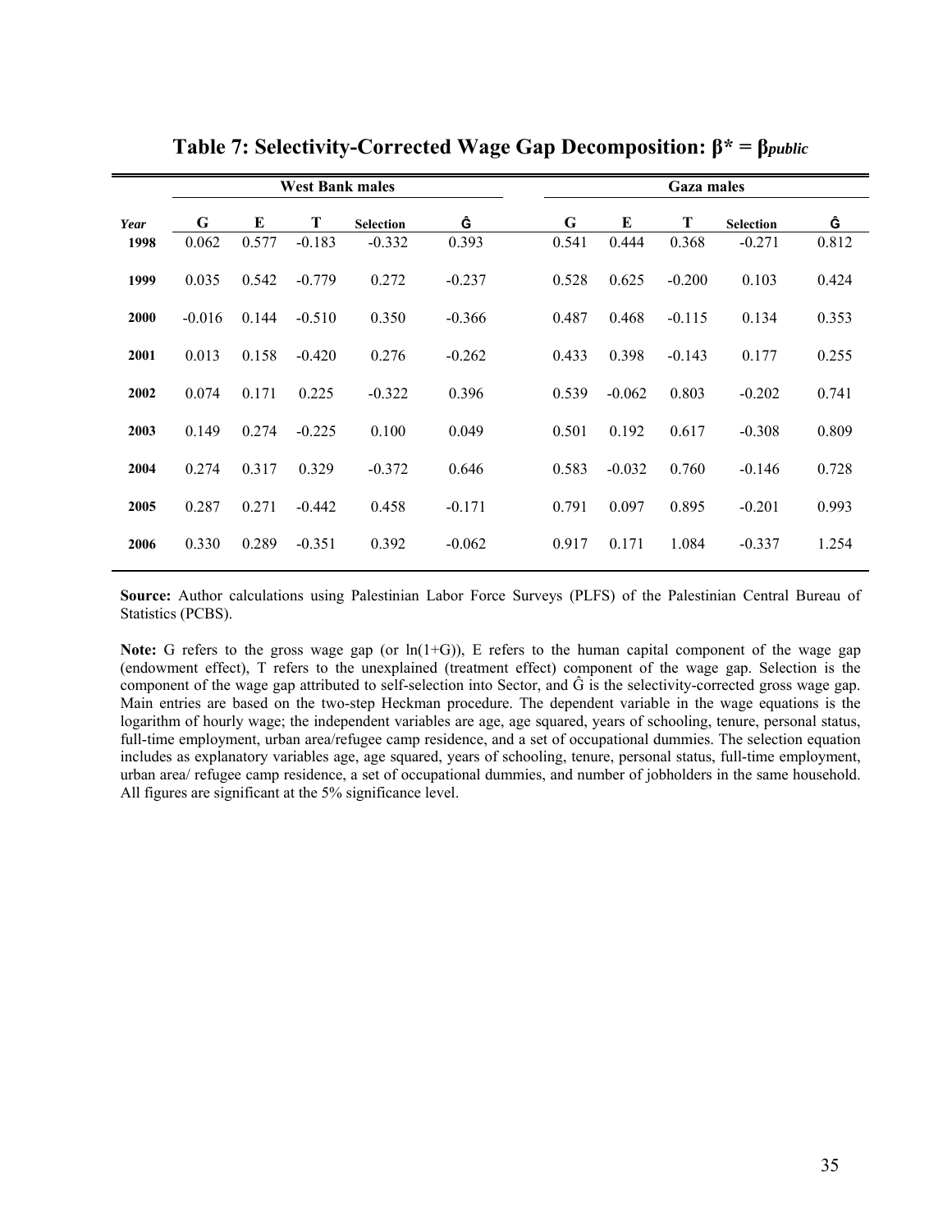## Table 7: Selectivity-Corrected Wage Gap Decomposition: $\beta^* = \beta_{public}$

| | West Bank males | | | | | Gaza males | | | | |
|---|---|---|---|---|---|---|---|---|---|---|
| *Year* | G | E | T | Selection | Ĝ | G | E | T | Selection | Ĝ |
| **1998** | 0.062 | 0.577 | -0.183 | -0.332 | 0.393 | 0.541 | 0.444 | 0.368 | -0.271 | 0.812 |
| **1999** | 0.035 | 0.542 | -0.779 | 0.272 | -0.237 | 0.528 | 0.625 | -0.200 | 0.103 | 0.424 |
| **2000** | -0.016 | 0.144 | -0.510 | 0.350 | -0.366 | 0.487 | 0.468 | -0.115 | 0.134 | 0.353 |
| **2001** | 0.013 | 0.158 | -0.420 | 0.276 | -0.262 | 0.433 | 0.398 | -0.143 | 0.177 | 0.255 |
| **2002** | 0.074 | 0.171 | 0.225 | -0.322 | 0.396 | 0.539 | -0.062 | 0.803 | -0.202 | 0.741 |
| **2003** | 0.149 | 0.274 | -0.225 | 0.100 | 0.049 | 0.501 | 0.192 | 0.617 | -0.308 | 0.809 |
| **2004** | 0.274 | 0.317 | 0.329 | -0.372 | 0.646 | 0.583 | -0.032 | 0.760 | -0.146 | 0.728 |
| **2005** | 0.287 | 0.271 | -0.442 | 0.458 | -0.171 | 0.791 | 0.097 | 0.895 | -0.201 | 0.993 |
| **2006** | 0.330 | 0.289 | -0.351 | 0.392 | -0.062 | 0.917 | 0.171 | 1.084 | -0.337 | 1.254 |

**Source:** Author calculations using Palestinian Labor Force Surveys (PLFS) of the Palestinian Central Bureau of Statistics (PCBS).

**Note:** G refers to the gross wage gap (or ln(1+G)), E refers to the human capital component of the wage gap (endowment effect), T refers to the unexplained (treatment effect) component of the wage gap. Selection is the component of the wage gap attributed to self-selection into Sector, and Ĝ is the selectivity-corrected gross wage gap. Main entries are based on the two-step Heckman procedure. The dependent variable in the wage equations is the logarithm of hourly wage; the independent variables are age, age squared, years of schooling, tenure, personal status, full-time employment, urban area/refugee camp residence, and a set of occupational dummies. The selection equation includes as explanatory variables age, age squared, years of schooling, tenure, personal status, full-time employment, urban area/ refugee camp residence, a set of occupational dummies, and number of jobholders in the same household. All figures are significant at the 5% significance level.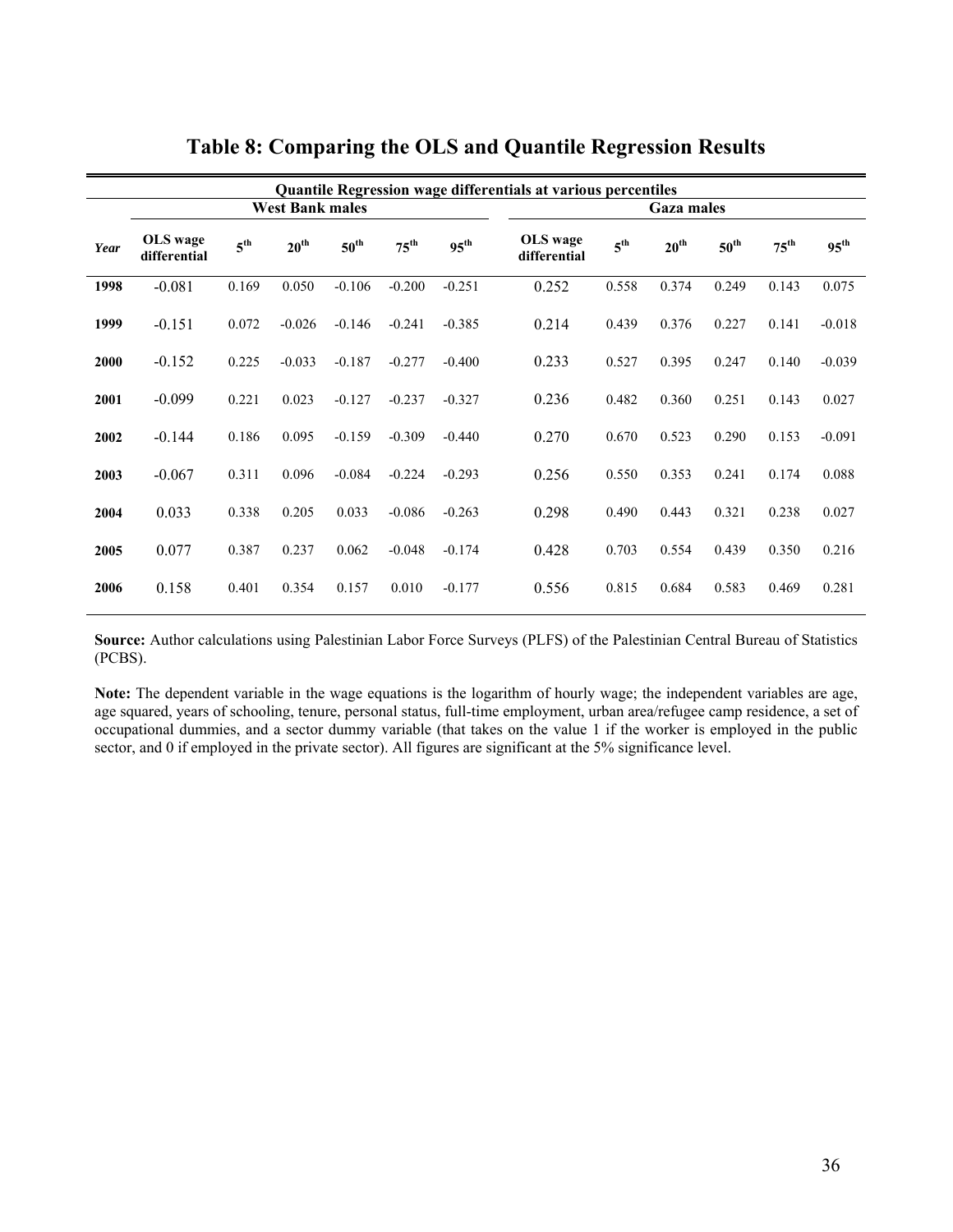# Table 8: Comparing the OLS and Quantile Regression Results

| | Quantile Regression wage differentials at various percentiles | | | | | | | | | | |
|---|---|---|---|---|---|---|---|---|---|---|---|
| | West Bank males | | | | | | Gaza males | | | | |
| *Year* | OLS wage differential | 5th | 20th | 50th | 75th | 95th | OLS wage differential | 5th | 20th | 50th | 75th | 95th |
| **1998** | -0.081 | 0.169 | 0.050 | -0.106 | -0.200 | -0.251 | 0.252 | 0.558 | 0.374 | 0.249 | 0.143 | 0.075 |
| **1999** | -0.151 | 0.072 | -0.026 | -0.146 | -0.241 | -0.385 | 0.214 | 0.439 | 0.376 | 0.227 | 0.141 | -0.018 |
| **2000** | -0.152 | 0.225 | -0.033 | -0.187 | -0.277 | -0.400 | 0.233 | 0.527 | 0.395 | 0.247 | 0.140 | -0.039 |
| **2001** | -0.099 | 0.221 | 0.023 | -0.127 | -0.237 | -0.327 | 0.236 | 0.482 | 0.360 | 0.251 | 0.143 | 0.027 |
| **2002** | -0.144 | 0.186 | 0.095 | -0.159 | -0.309 | -0.440 | 0.270 | 0.670 | 0.523 | 0.290 | 0.153 | -0.091 |
| **2003** | -0.067 | 0.311 | 0.096 | -0.084 | -0.224 | -0.293 | 0.256 | 0.550 | 0.353 | 0.241 | 0.174 | 0.088 |
| **2004** | 0.033 | 0.338 | 0.205 | 0.033 | -0.086 | -0.263 | 0.298 | 0.490 | 0.443 | 0.321 | 0.238 | 0.027 |
| **2005** | 0.077 | 0.387 | 0.237 | 0.062 | -0.048 | -0.174 | 0.428 | 0.703 | 0.554 | 0.439 | 0.350 | 0.216 |
| **2006** | 0.158 | 0.401 | 0.354 | 0.157 | 0.010 | -0.177 | 0.556 | 0.815 | 0.684 | 0.583 | 0.469 | 0.281 |

**Source:** Author calculations using Palestinian Labor Force Surveys (PLFS) of the Palestinian Central Bureau of Statistics (PCBS).

**Note:** The dependent variable in the wage equations is the logarithm of hourly wage; the independent variables are age, age squared, years of schooling, tenure, personal status, full-time employment, urban area/refugee camp residence, a set of occupational dummies, and a sector dummy variable (that takes on the value 1 if the worker is employed in the public sector, and 0 if employed in the private sector). All figures are significant at the 5% significance level.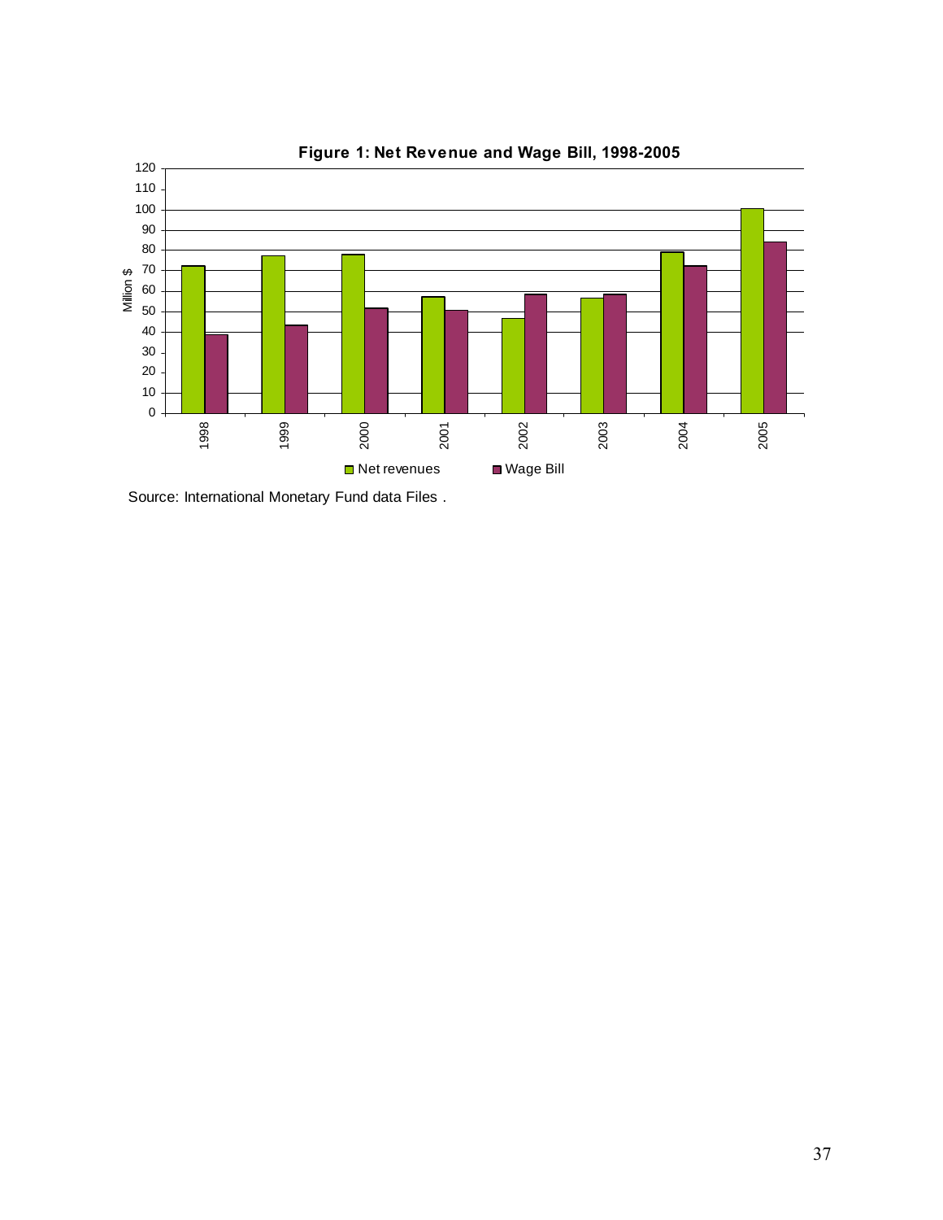**Figure 1: Net Revenue and Wage Bill, 1998-2005**

Source: International Monetary Fund data Files .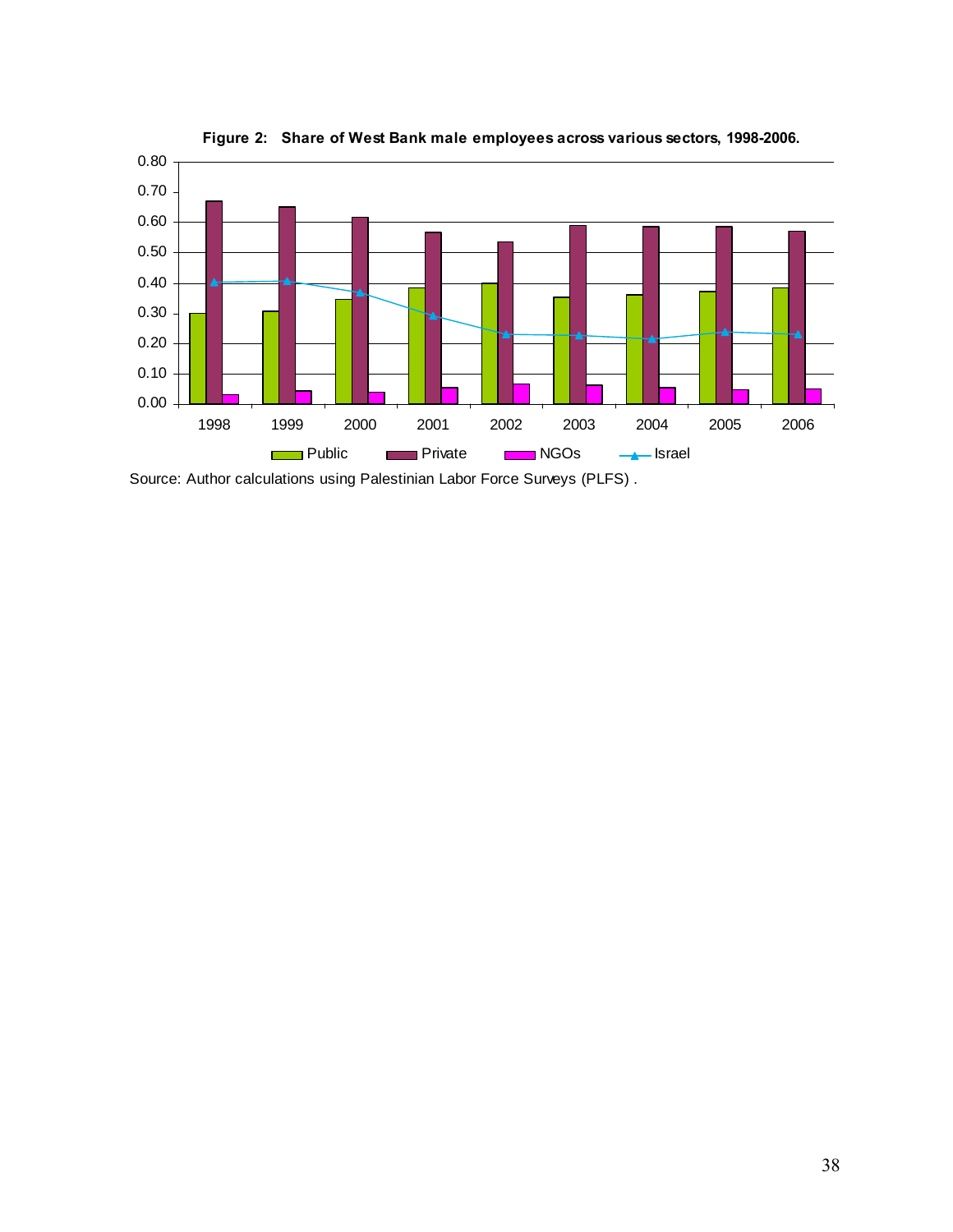**Figure 2: Share of West Bank male employees across various sectors, 1998-2006.**

Source: Author calculations using Palestinian Labor Force Surveys (PLFS) .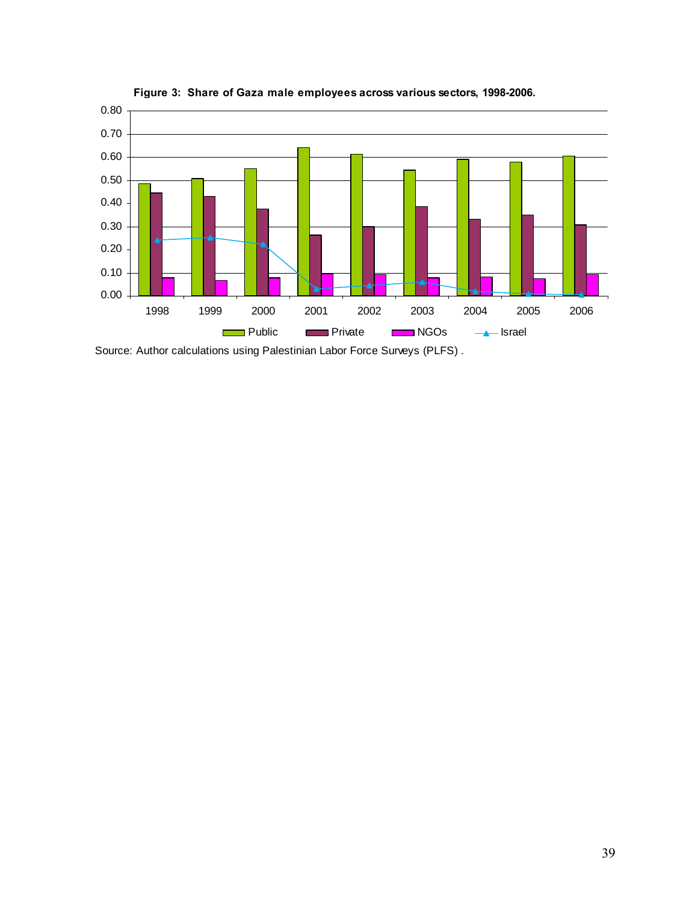**Figure 3: Share of Gaza male employees across various sectors, 1998-2006.**

0.80
0.70
0.60
0.50
0.40
0.30
0.20
0.10
0.00

1998 1999 2000 2001 2002 2003 2004 2005 2006

Public Private NGOs Israel

Source: Author calculations using Palestinian Labor Force Surveys (PLFS) .